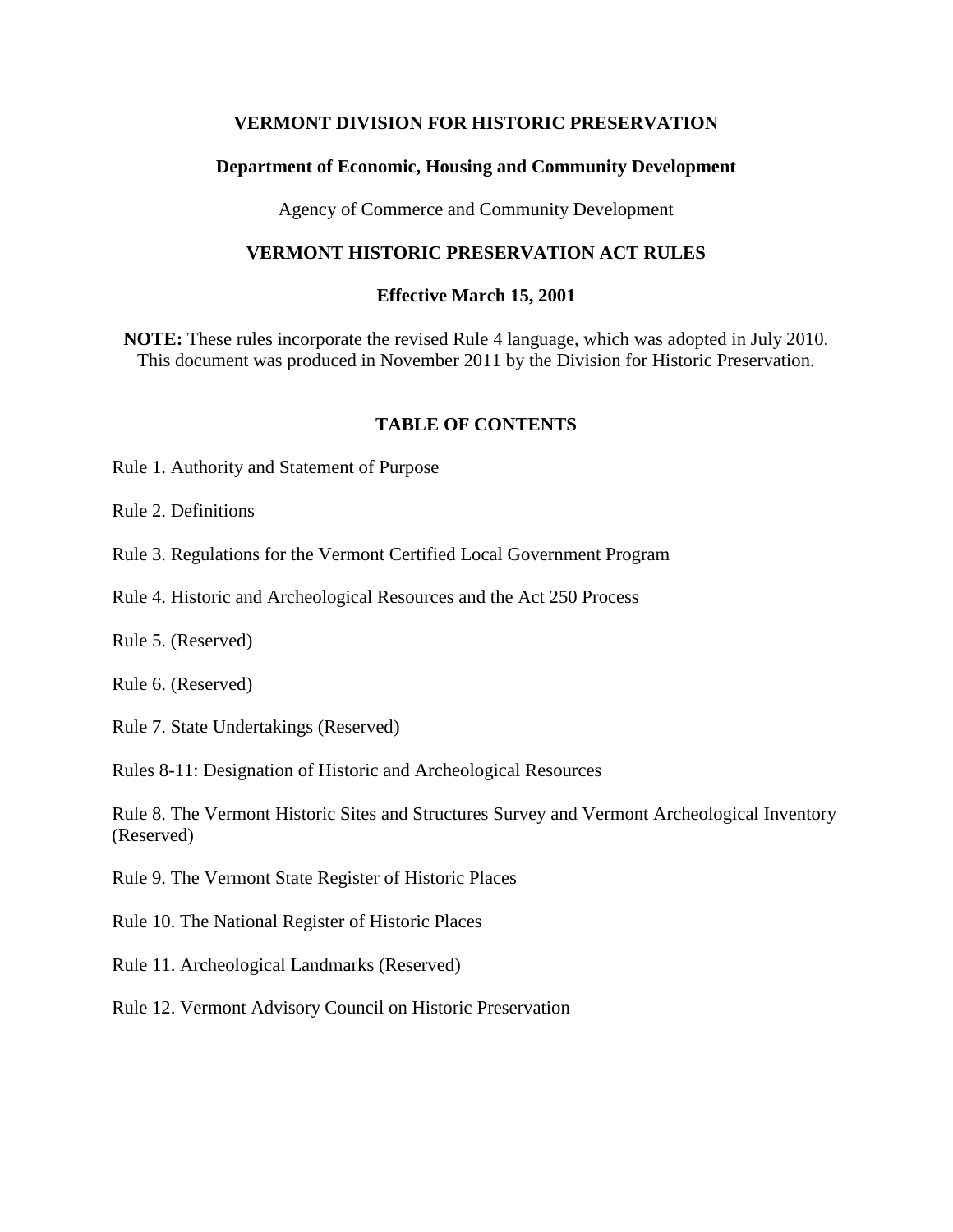# VERMONT DIVISION FOR HISTORIC PRESERVATION

## Department of Economic, Housing and Community Development

Agency of Commerce and Community Development

## VERMONT HISTORIC PRESERVATION ACT RULES

**Effective March 15, 2001**

**NOTE:** These rules incorporate the revised Rule 4 language, which was adopted in July 2010. This document was produced in November 2011 by the Division for Historic Preservation.

## TABLE OF CONTENTS

Rule 1. Authority and Statement of Purpose

Rule 2. Definitions

Rule 3. Regulations for the Vermont Certified Local Government Program

Rule 4. Historic and Archeological Resources and the Act 250 Process

Rule 5. (Reserved)

Rule 6. (Reserved)

Rule 7. State Undertakings (Reserved)

Rules 8-11: Designation of Historic and Archeological Resources

Rule 8. The Vermont Historic Sites and Structures Survey and Vermont Archeological Inventory (Reserved)

Rule 9. The Vermont State Register of Historic Places

Rule 10. The National Register of Historic Places

Rule 11. Archeological Landmarks (Reserved)

Rule 12. Vermont Advisory Council on Historic Preservation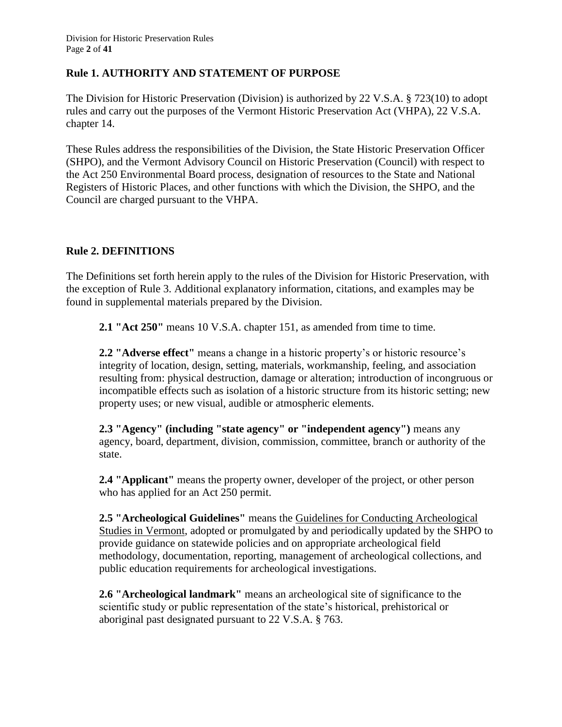## Rule 1. AUTHORITY AND STATEMENT OF PURPOSE

The Division for Historic Preservation (Division) is authorized by 22 V.S.A. § 723(10) to adopt rules and carry out the purposes of the Vermont Historic Preservation Act (VHPA), 22 V.S.A. chapter 14.

These Rules address the responsibilities of the Division, the State Historic Preservation Officer (SHPO), and the Vermont Advisory Council on Historic Preservation (Council) with respect to the Act 250 Environmental Board process, designation of resources to the State and National Registers of Historic Places, and other functions with which the Division, the SHPO, and the Council are charged pursuant to the VHPA.

## Rule 2. DEFINITIONS

The Definitions set forth herein apply to the rules of the Division for Historic Preservation, with the exception of Rule 3. Additional explanatory information, citations, and examples may be found in supplemental materials prepared by the Division.

**2.1 "Act 250"** means 10 V.S.A. chapter 151, as amended from time to time.

**2.2 "Adverse effect"** means a change in a historic property's or historic resource's integrity of location, design, setting, materials, workmanship, feeling, and association resulting from: physical destruction, damage or alteration; introduction of incongruous or incompatible effects such as isolation of a historic structure from its historic setting; new property uses; or new visual, audible or atmospheric elements.

**2.3 "Agency" (including "state agency" or "independent agency")** means any agency, board, department, division, commission, committee, branch or authority of the state.

**2.4 "Applicant"** means the property owner, developer of the project, or other person who has applied for an Act 250 permit.

**2.5 "Archeological Guidelines"** means the Guidelines for Conducting Archeological Studies in Vermont, adopted or promulgated by and periodically updated by the SHPO to provide guidance on statewide policies and on appropriate archeological field methodology, documentation, reporting, management of archeological collections, and public education requirements for archeological investigations.

**2.6 "Archeological landmark"** means an archeological site of significance to the scientific study or public representation of the state's historical, prehistorical or aboriginal past designated pursuant to 22 V.S.A. § 763.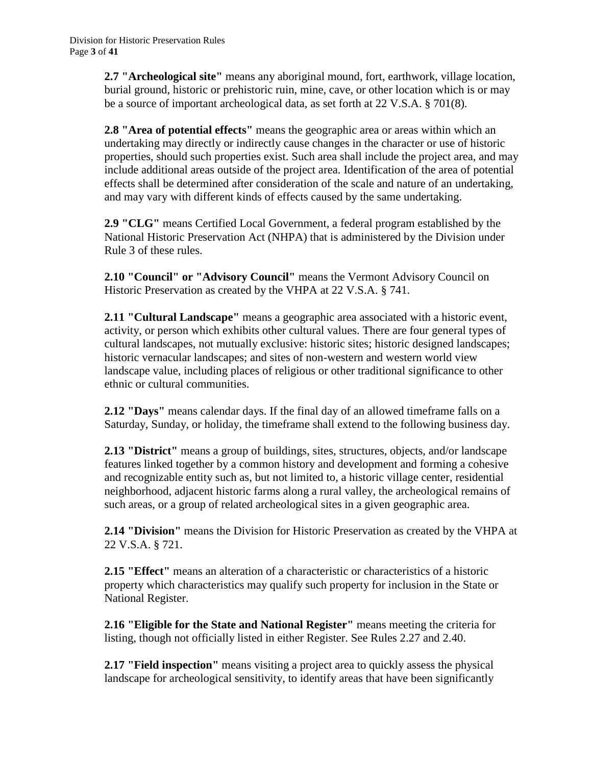**2.7 "Archeological site"** means any aboriginal mound, fort, earthwork, village location, burial ground, historic or prehistoric ruin, mine, cave, or other location which is or may be a source of important archeological data, as set forth at 22 V.S.A. § 701(8).

**2.8 "Area of potential effects"** means the geographic area or areas within which an undertaking may directly or indirectly cause changes in the character or use of historic properties, should such properties exist. Such area shall include the project area, and may include additional areas outside of the project area. Identification of the area of potential effects shall be determined after consideration of the scale and nature of an undertaking, and may vary with different kinds of effects caused by the same undertaking.

**2.9 "CLG"** means Certified Local Government, a federal program established by the National Historic Preservation Act (NHPA) that is administered by the Division under Rule 3 of these rules.

**2.10 "Council" or "Advisory Council"** means the Vermont Advisory Council on Historic Preservation as created by the VHPA at 22 V.S.A. § 741.

**2.11 "Cultural Landscape"** means a geographic area associated with a historic event, activity, or person which exhibits other cultural values. There are four general types of cultural landscapes, not mutually exclusive: historic sites; historic designed landscapes; historic vernacular landscapes; and sites of non-western and western world view landscape value, including places of religious or other traditional significance to other ethnic or cultural communities.

**2.12 "Days"** means calendar days. If the final day of an allowed timeframe falls on a Saturday, Sunday, or holiday, the timeframe shall extend to the following business day.

**2.13 "District"** means a group of buildings, sites, structures, objects, and/or landscape features linked together by a common history and development and forming a cohesive and recognizable entity such as, but not limited to, a historic village center, residential neighborhood, adjacent historic farms along a rural valley, the archeological remains of such areas, or a group of related archeological sites in a given geographic area.

**2.14 "Division"** means the Division for Historic Preservation as created by the VHPA at 22 V.S.A. § 721.

**2.15 "Effect"** means an alteration of a characteristic or characteristics of a historic property which characteristics may qualify such property for inclusion in the State or National Register.

**2.16 "Eligible for the State and National Register"** means meeting the criteria for listing, though not officially listed in either Register. See Rules 2.27 and 2.40.

**2.17 "Field inspection"** means visiting a project area to quickly assess the physical landscape for archeological sensitivity, to identify areas that have been significantly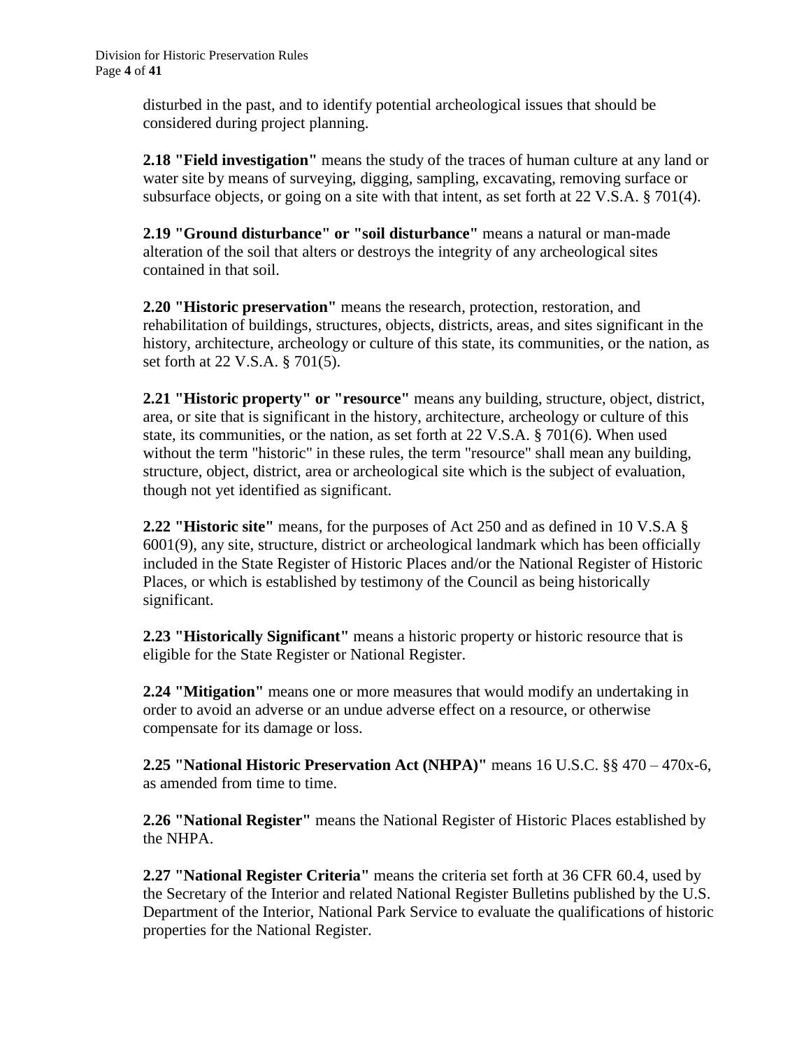disturbed in the past, and to identify potential archeological issues that should be considered during project planning.

**2.18 "Field investigation"** means the study of the traces of human culture at any land or water site by means of surveying, digging, sampling, excavating, removing surface or subsurface objects, or going on a site with that intent, as set forth at 22 V.S.A. § 701(4).

**2.19 "Ground disturbance" or "soil disturbance"** means a natural or man-made alteration of the soil that alters or destroys the integrity of any archeological sites contained in that soil.

**2.20 "Historic preservation"** means the research, protection, restoration, and rehabilitation of buildings, structures, objects, districts, areas, and sites significant in the history, architecture, archeology or culture of this state, its communities, or the nation, as set forth at 22 V.S.A. § 701(5).

**2.21 "Historic property" or "resource"** means any building, structure, object, district, area, or site that is significant in the history, architecture, archeology or culture of this state, its communities, or the nation, as set forth at 22 V.S.A. § 701(6). When used without the term "historic" in these rules, the term "resource" shall mean any building, structure, object, district, area or archeological site which is the subject of evaluation, though not yet identified as significant.

**2.22 "Historic site"** means, for the purposes of Act 250 and as defined in 10 V.S.A § 6001(9), any site, structure, district or archeological landmark which has been officially included in the State Register of Historic Places and/or the National Register of Historic Places, or which is established by testimony of the Council as being historically significant.

**2.23 "Historically Significant"** means a historic property or historic resource that is eligible for the State Register or National Register.

**2.24 "Mitigation"** means one or more measures that would modify an undertaking in order to avoid an adverse or an undue adverse effect on a resource, or otherwise compensate for its damage or loss.

**2.25 "National Historic Preservation Act (NHPA)"** means 16 U.S.C. §§ 470 – 470x-6, as amended from time to time.

**2.26 "National Register"** means the National Register of Historic Places established by the NHPA.

**2.27 "National Register Criteria"** means the criteria set forth at 36 CFR 60.4, used by the Secretary of the Interior and related National Register Bulletins published by the U.S. Department of the Interior, National Park Service to evaluate the qualifications of historic properties for the National Register.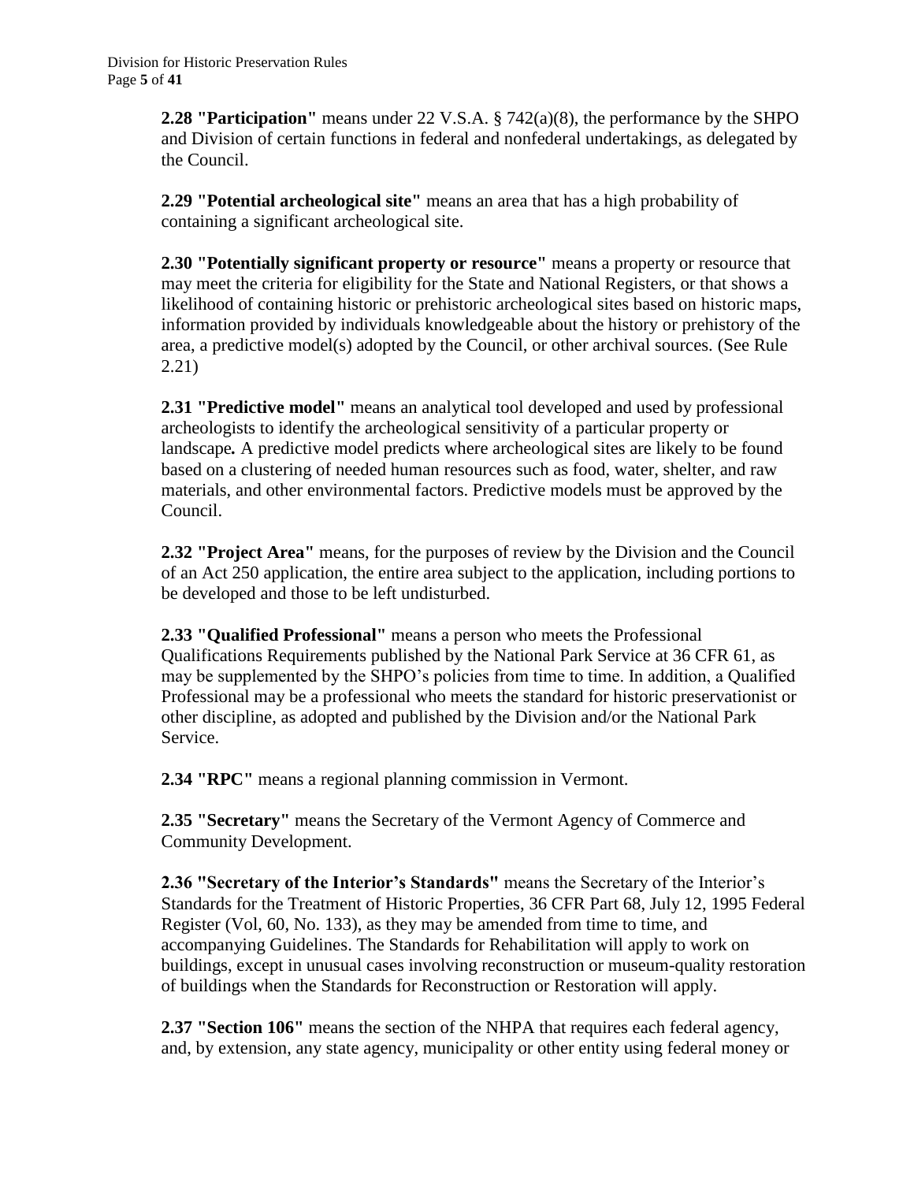**2.28 "Participation"** means under 22 V.S.A. § 742(a)(8), the performance by the SHPO and Division of certain functions in federal and nonfederal undertakings, as delegated by the Council.

**2.29 "Potential archeological site"** means an area that has a high probability of containing a significant archeological site.

**2.30 "Potentially significant property or resource"** means a property or resource that may meet the criteria for eligibility for the State and National Registers, or that shows a likelihood of containing historic or prehistoric archeological sites based on historic maps, information provided by individuals knowledgeable about the history or prehistory of the area, a predictive model(s) adopted by the Council, or other archival sources. (See Rule 2.21)

**2.31 "Predictive model"** means an analytical tool developed and used by professional archeologists to identify the archeological sensitivity of a particular property or landscape**.** A predictive model predicts where archeological sites are likely to be found based on a clustering of needed human resources such as food, water, shelter, and raw materials, and other environmental factors. Predictive models must be approved by the Council.

**2.32 "Project Area"** means, for the purposes of review by the Division and the Council of an Act 250 application, the entire area subject to the application, including portions to be developed and those to be left undisturbed.

**2.33 "Qualified Professional"** means a person who meets the Professional Qualifications Requirements published by the National Park Service at 36 CFR 61, as may be supplemented by the SHPO's policies from time to time. In addition, a Qualified Professional may be a professional who meets the standard for historic preservationist or other discipline, as adopted and published by the Division and/or the National Park Service.

**2.34 "RPC"** means a regional planning commission in Vermont.

**2.35 "Secretary"** means the Secretary of the Vermont Agency of Commerce and Community Development.

**2.36 "Secretary of the Interior's Standards"** means the Secretary of the Interior's Standards for the Treatment of Historic Properties, 36 CFR Part 68, July 12, 1995 Federal Register (Vol, 60, No. 133), as they may be amended from time to time, and accompanying Guidelines. The Standards for Rehabilitation will apply to work on buildings, except in unusual cases involving reconstruction or museum-quality restoration of buildings when the Standards for Reconstruction or Restoration will apply.

**2.37 "Section 106"** means the section of the NHPA that requires each federal agency, and, by extension, any state agency, municipality or other entity using federal money or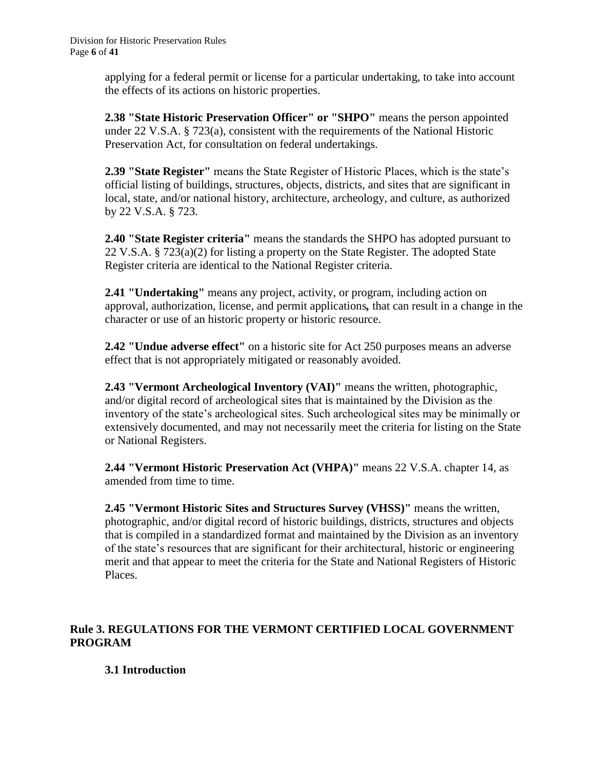applying for a federal permit or license for a particular undertaking, to take into account the effects of its actions on historic properties.

**2.38 "State Historic Preservation Officer" or "SHPO"** means the person appointed under 22 V.S.A. § 723(a), consistent with the requirements of the National Historic Preservation Act, for consultation on federal undertakings.

**2.39 "State Register"** means the State Register of Historic Places, which is the state's official listing of buildings, structures, objects, districts, and sites that are significant in local, state, and/or national history, architecture, archeology, and culture, as authorized by 22 V.S.A. § 723.

**2.40 "State Register criteria"** means the standards the SHPO has adopted pursuant to 22 V.S.A. § 723(a)(2) for listing a property on the State Register. The adopted State Register criteria are identical to the National Register criteria.

**2.41 "Undertaking"** means any project, activity, or program, including action on approval, authorization, license, and permit applications**,** that can result in a change in the character or use of an historic property or historic resource.

**2.42 "Undue adverse effect"** on a historic site for Act 250 purposes means an adverse effect that is not appropriately mitigated or reasonably avoided.

**2.43 "Vermont Archeological Inventory (VAI)"** means the written, photographic, and/or digital record of archeological sites that is maintained by the Division as the inventory of the state's archeological sites. Such archeological sites may be minimally or extensively documented, and may not necessarily meet the criteria for listing on the State or National Registers.

**2.44 "Vermont Historic Preservation Act (VHPA)"** means 22 V.S.A. chapter 14, as amended from time to time.

**2.45 "Vermont Historic Sites and Structures Survey (VHSS)"** means the written, photographic, and/or digital record of historic buildings, districts, structures and objects that is compiled in a standardized format and maintained by the Division as an inventory of the state's resources that are significant for their architectural, historic or engineering merit and that appear to meet the criteria for the State and National Registers of Historic Places.

## Rule 3. REGULATIONS FOR THE VERMONT CERTIFIED LOCAL GOVERNMENT PROGRAM

### 3.1 Introduction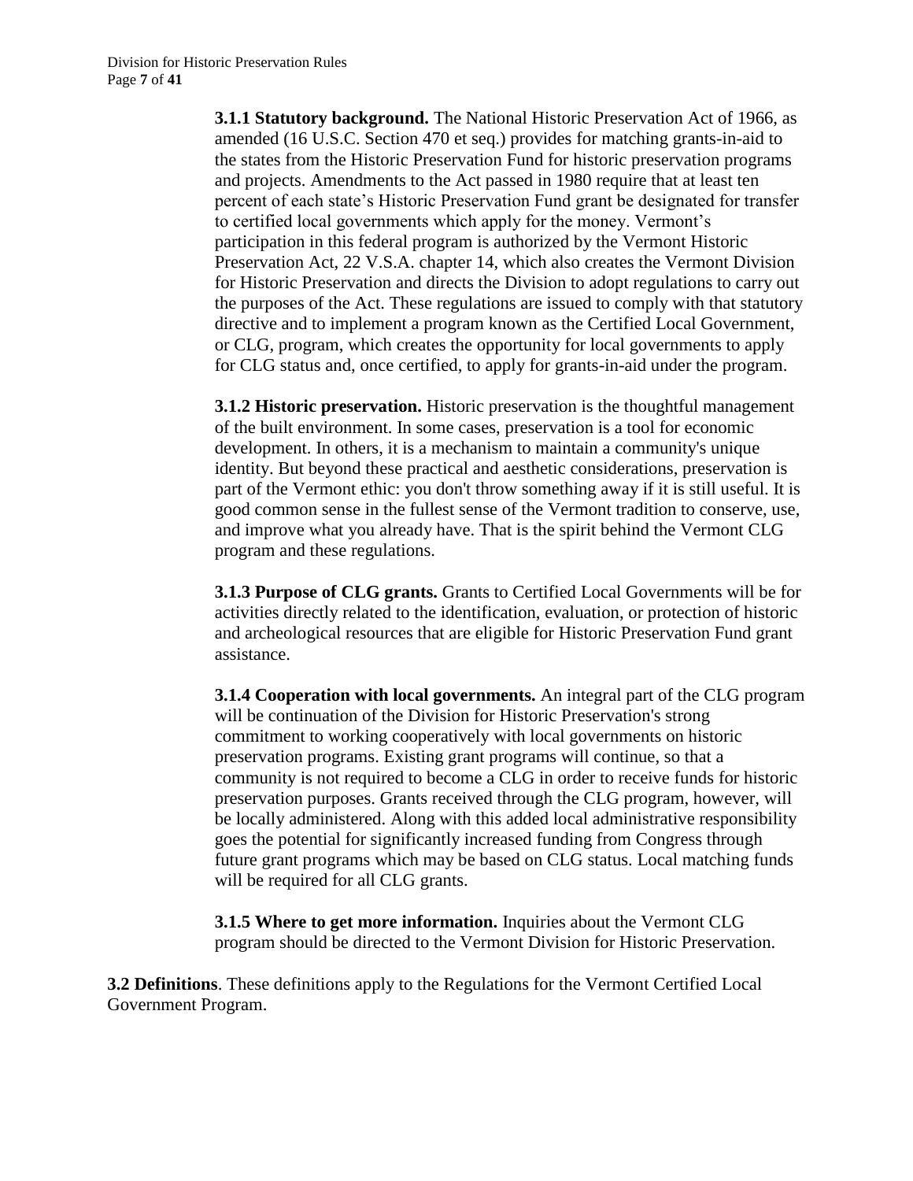**3.1.1 Statutory background.** The National Historic Preservation Act of 1966, as amended (16 U.S.C. Section 470 et seq.) provides for matching grants-in-aid to the states from the Historic Preservation Fund for historic preservation programs and projects. Amendments to the Act passed in 1980 require that at least ten percent of each state's Historic Preservation Fund grant be designated for transfer to certified local governments which apply for the money. Vermont's participation in this federal program is authorized by the Vermont Historic Preservation Act, 22 V.S.A. chapter 14, which also creates the Vermont Division for Historic Preservation and directs the Division to adopt regulations to carry out the purposes of the Act. These regulations are issued to comply with that statutory directive and to implement a program known as the Certified Local Government, or CLG, program, which creates the opportunity for local governments to apply for CLG status and, once certified, to apply for grants-in-aid under the program.

**3.1.2 Historic preservation.** Historic preservation is the thoughtful management of the built environment. In some cases, preservation is a tool for economic development. In others, it is a mechanism to maintain a community's unique identity. But beyond these practical and aesthetic considerations, preservation is part of the Vermont ethic: you don't throw something away if it is still useful. It is good common sense in the fullest sense of the Vermont tradition to conserve, use, and improve what you already have. That is the spirit behind the Vermont CLG program and these regulations.

**3.1.3 Purpose of CLG grants.** Grants to Certified Local Governments will be for activities directly related to the identification, evaluation, or protection of historic and archeological resources that are eligible for Historic Preservation Fund grant assistance.

**3.1.4 Cooperation with local governments.** An integral part of the CLG program will be continuation of the Division for Historic Preservation's strong commitment to working cooperatively with local governments on historic preservation programs. Existing grant programs will continue, so that a community is not required to become a CLG in order to receive funds for historic preservation purposes. Grants received through the CLG program, however, will be locally administered. Along with this added local administrative responsibility goes the potential for significantly increased funding from Congress through future grant programs which may be based on CLG status. Local matching funds will be required for all CLG grants.

**3.1.5 Where to get more information.** Inquiries about the Vermont CLG program should be directed to the Vermont Division for Historic Preservation.

**3.2 Definitions**. These definitions apply to the Regulations for the Vermont Certified Local Government Program.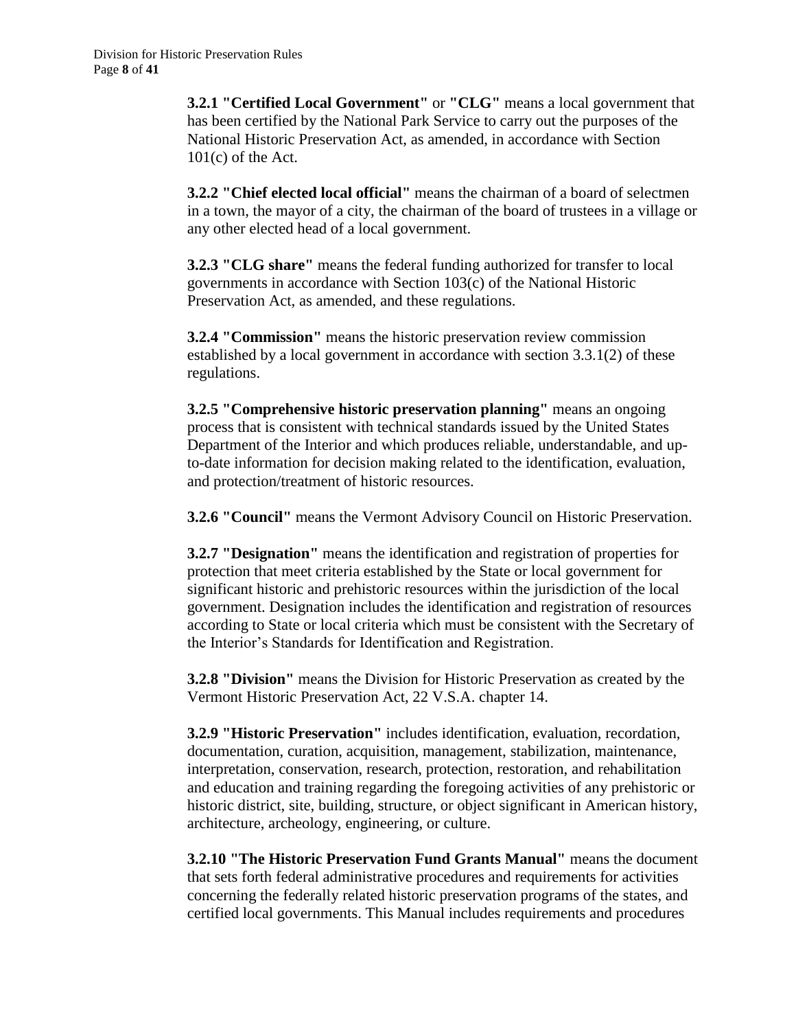**3.2.1 "Certified Local Government"** or **"CLG"** means a local government that has been certified by the National Park Service to carry out the purposes of the National Historic Preservation Act, as amended, in accordance with Section 101(c) of the Act.

**3.2.2 "Chief elected local official"** means the chairman of a board of selectmen in a town, the mayor of a city, the chairman of the board of trustees in a village or any other elected head of a local government.

**3.2.3 "CLG share"** means the federal funding authorized for transfer to local governments in accordance with Section 103(c) of the National Historic Preservation Act, as amended, and these regulations.

**3.2.4 "Commission"** means the historic preservation review commission established by a local government in accordance with section 3.3.1(2) of these regulations.

**3.2.5 "Comprehensive historic preservation planning"** means an ongoing process that is consistent with technical standards issued by the United States Department of the Interior and which produces reliable, understandable, and up-to-date information for decision making related to the identification, evaluation, and protection/treatment of historic resources.

**3.2.6 "Council"** means the Vermont Advisory Council on Historic Preservation.

**3.2.7 "Designation"** means the identification and registration of properties for protection that meet criteria established by the State or local government for significant historic and prehistoric resources within the jurisdiction of the local government. Designation includes the identification and registration of resources according to State or local criteria which must be consistent with the Secretary of the Interior's Standards for Identification and Registration.

**3.2.8 "Division"** means the Division for Historic Preservation as created by the Vermont Historic Preservation Act, 22 V.S.A. chapter 14.

**3.2.9 "Historic Preservation"** includes identification, evaluation, recordation, documentation, curation, acquisition, management, stabilization, maintenance, interpretation, conservation, research, protection, restoration, and rehabilitation and education and training regarding the foregoing activities of any prehistoric or historic district, site, building, structure, or object significant in American history, architecture, archeology, engineering, or culture.

**3.2.10 "The Historic Preservation Fund Grants Manual"** means the document that sets forth federal administrative procedures and requirements for activities concerning the federally related historic preservation programs of the states, and certified local governments. This Manual includes requirements and procedures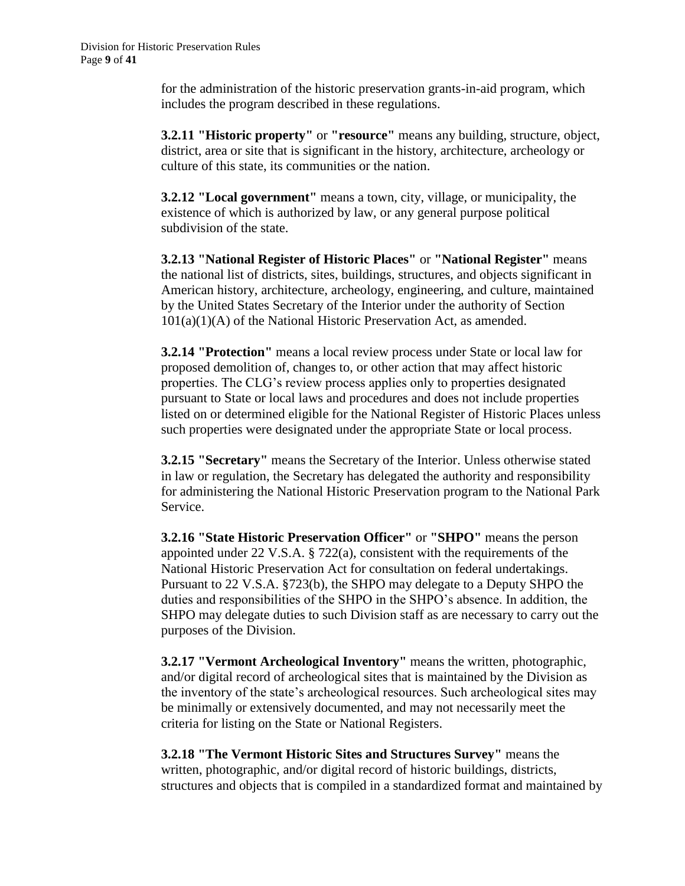for the administration of the historic preservation grants-in-aid program, which includes the program described in these regulations.

**3.2.11 "Historic property"** or **"resource"** means any building, structure, object, district, area or site that is significant in the history, architecture, archeology or culture of this state, its communities or the nation.

**3.2.12 "Local government"** means a town, city, village, or municipality, the existence of which is authorized by law, or any general purpose political subdivision of the state.

**3.2.13 "National Register of Historic Places"** or **"National Register"** means the national list of districts, sites, buildings, structures, and objects significant in American history, architecture, archeology, engineering, and culture, maintained by the United States Secretary of the Interior under the authority of Section 101(a)(1)(A) of the National Historic Preservation Act, as amended.

**3.2.14 "Protection"** means a local review process under State or local law for proposed demolition of, changes to, or other action that may affect historic properties. The CLG's review process applies only to properties designated pursuant to State or local laws and procedures and does not include properties listed on or determined eligible for the National Register of Historic Places unless such properties were designated under the appropriate State or local process.

**3.2.15 "Secretary"** means the Secretary of the Interior. Unless otherwise stated in law or regulation, the Secretary has delegated the authority and responsibility for administering the National Historic Preservation program to the National Park Service.

**3.2.16 "State Historic Preservation Officer"** or **"SHPO"** means the person appointed under 22 V.S.A. § 722(a), consistent with the requirements of the National Historic Preservation Act for consultation on federal undertakings. Pursuant to 22 V.S.A. §723(b), the SHPO may delegate to a Deputy SHPO the duties and responsibilities of the SHPO in the SHPO's absence. In addition, the SHPO may delegate duties to such Division staff as are necessary to carry out the purposes of the Division.

**3.2.17 "Vermont Archeological Inventory"** means the written, photographic, and/or digital record of archeological sites that is maintained by the Division as the inventory of the state's archeological resources. Such archeological sites may be minimally or extensively documented, and may not necessarily meet the criteria for listing on the State or National Registers.

**3.2.18 "The Vermont Historic Sites and Structures Survey"** means the written, photographic, and/or digital record of historic buildings, districts, structures and objects that is compiled in a standardized format and maintained by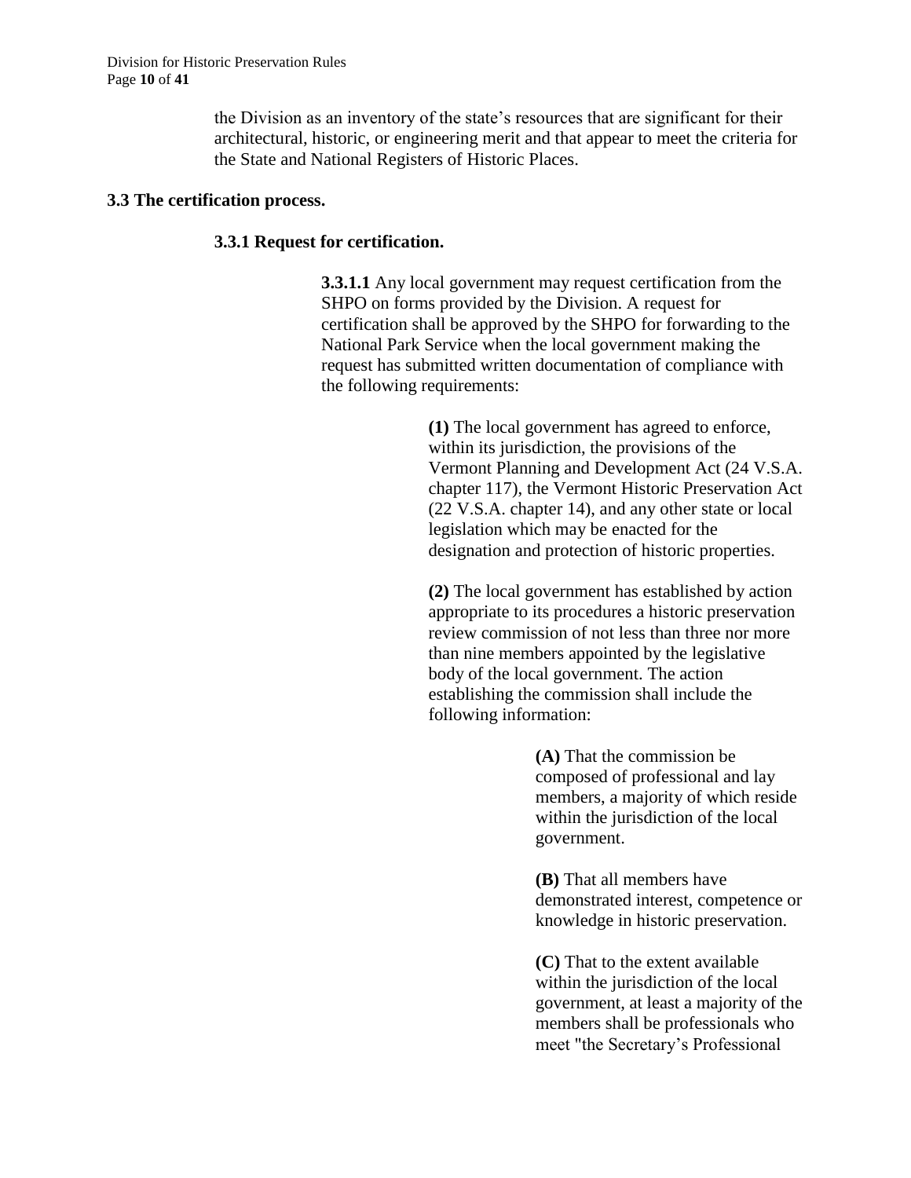the Division as an inventory of the state's resources that are significant for their architectural, historic, or engineering merit and that appear to meet the criteria for the State and National Registers of Historic Places.

### 3.3 The certification process.

#### 3.3.1 Request for certification.

**3.3.1.1** Any local government may request certification from the SHPO on forms provided by the Division. A request for certification shall be approved by the SHPO for forwarding to the National Park Service when the local government making the request has submitted written documentation of compliance with the following requirements:

**(1)** The local government has agreed to enforce, within its jurisdiction, the provisions of the Vermont Planning and Development Act (24 V.S.A. chapter 117), the Vermont Historic Preservation Act (22 V.S.A. chapter 14), and any other state or local legislation which may be enacted for the designation and protection of historic properties.

**(2)** The local government has established by action appropriate to its procedures a historic preservation review commission of not less than three nor more than nine members appointed by the legislative body of the local government. The action establishing the commission shall include the following information:

**(A)** That the commission be composed of professional and lay members, a majority of which reside within the jurisdiction of the local government.

**(B)** That all members have demonstrated interest, competence or knowledge in historic preservation.

**(C)** That to the extent available within the jurisdiction of the local government, at least a majority of the members shall be professionals who meet "the Secretary's Professional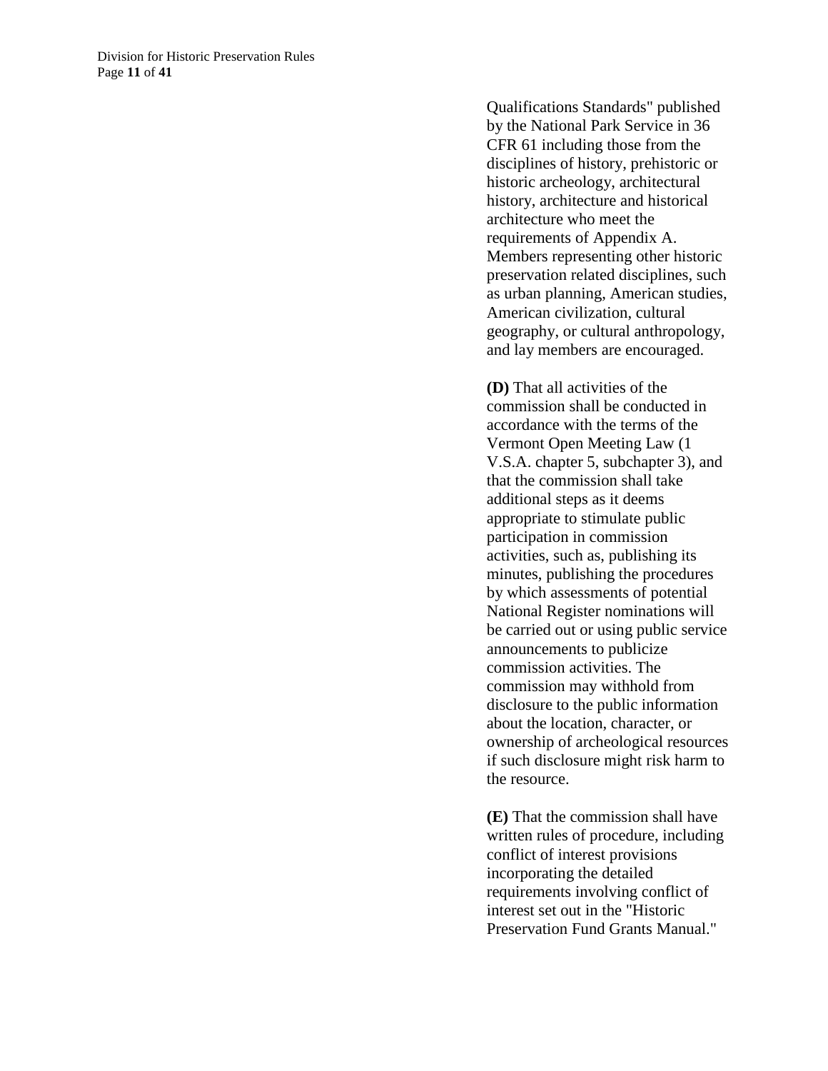Qualifications Standards" published by the National Park Service in 36 CFR 61 including those from the disciplines of history, prehistoric or historic archeology, architectural history, architecture and historical architecture who meet the requirements of Appendix A. Members representing other historic preservation related disciplines, such as urban planning, American studies, American civilization, cultural geography, or cultural anthropology, and lay members are encouraged.

**(D)** That all activities of the commission shall be conducted in accordance with the terms of the Vermont Open Meeting Law (1 V.S.A. chapter 5, subchapter 3), and that the commission shall take additional steps as it deems appropriate to stimulate public participation in commission activities, such as, publishing its minutes, publishing the procedures by which assessments of potential National Register nominations will be carried out or using public service announcements to publicize commission activities. The commission may withhold from disclosure to the public information about the location, character, or ownership of archeological resources if such disclosure might risk harm to the resource.

**(E)** That the commission shall have written rules of procedure, including conflict of interest provisions incorporating the detailed requirements involving conflict of interest set out in the "Historic Preservation Fund Grants Manual."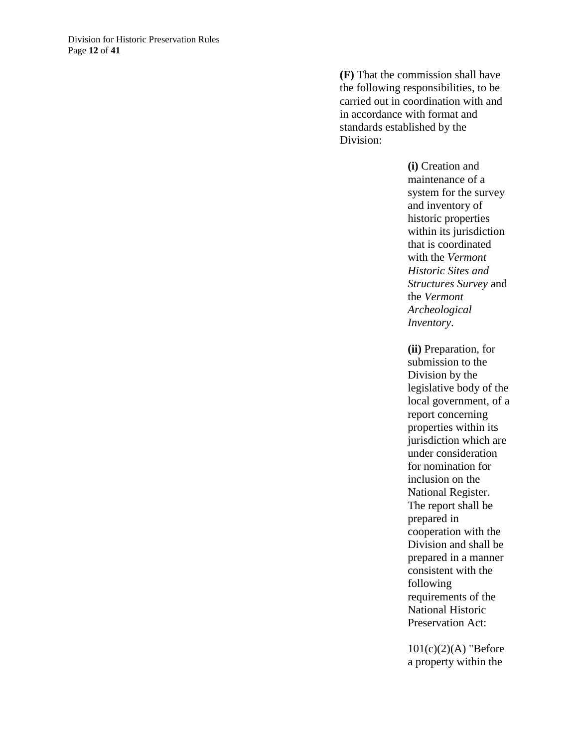**(F)** That the commission shall have the following responsibilities, to be carried out in coordination with and in accordance with format and standards established by the Division:

**(i)** Creation and maintenance of a system for the survey and inventory of historic properties within its jurisdiction that is coordinated with the *Vermont Historic Sites and Structures Survey* and the *Vermont Archeological Inventory*.

**(ii)** Preparation, for submission to the Division by the legislative body of the local government, of a report concerning properties within its jurisdiction which are under consideration for nomination for inclusion on the National Register. The report shall be prepared in cooperation with the Division and shall be prepared in a manner consistent with the following requirements of the National Historic Preservation Act:

101(c)(2)(A) "Before a property within the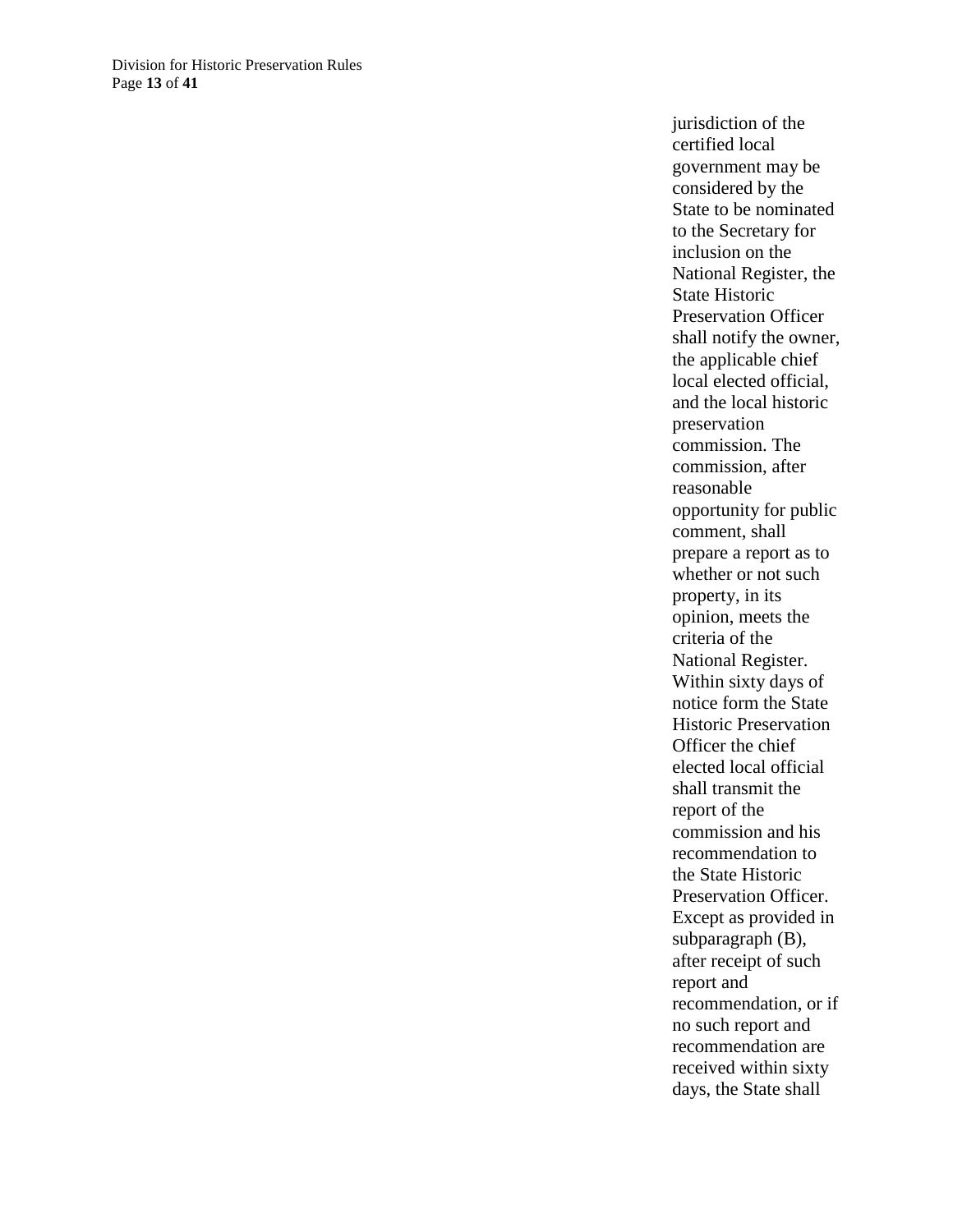jurisdiction of the certified local government may be considered by the State to be nominated to the Secretary for inclusion on the National Register, the State Historic Preservation Officer shall notify the owner, the applicable chief local elected official, and the local historic preservation commission. The commission, after reasonable opportunity for public comment, shall prepare a report as to whether or not such property, in its opinion, meets the criteria of the National Register. Within sixty days of notice form the State Historic Preservation Officer the chief elected local official shall transmit the report of the commission and his recommendation to the State Historic Preservation Officer. Except as provided in subparagraph (B), after receipt of such report and recommendation, or if no such report and recommendation are received within sixty days, the State shall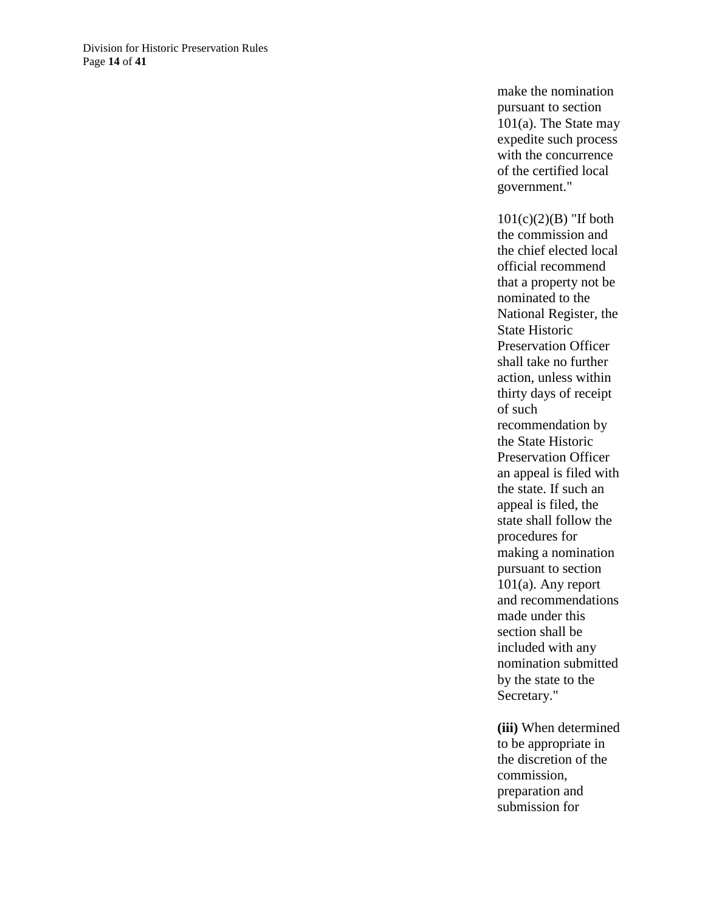make the nomination pursuant to section 101(a). The State may expedite such process with the concurrence of the certified local government."

101(c)(2)(B) "If both the commission and the chief elected local official recommend that a property not be nominated to the National Register, the State Historic Preservation Officer shall take no further action, unless within thirty days of receipt of such recommendation by the State Historic Preservation Officer an appeal is filed with the state. If such an appeal is filed, the state shall follow the procedures for making a nomination pursuant to section 101(a). Any report and recommendations made under this section shall be included with any nomination submitted by the state to the Secretary."

**(iii)** When determined to be appropriate in the discretion of the commission, preparation and submission for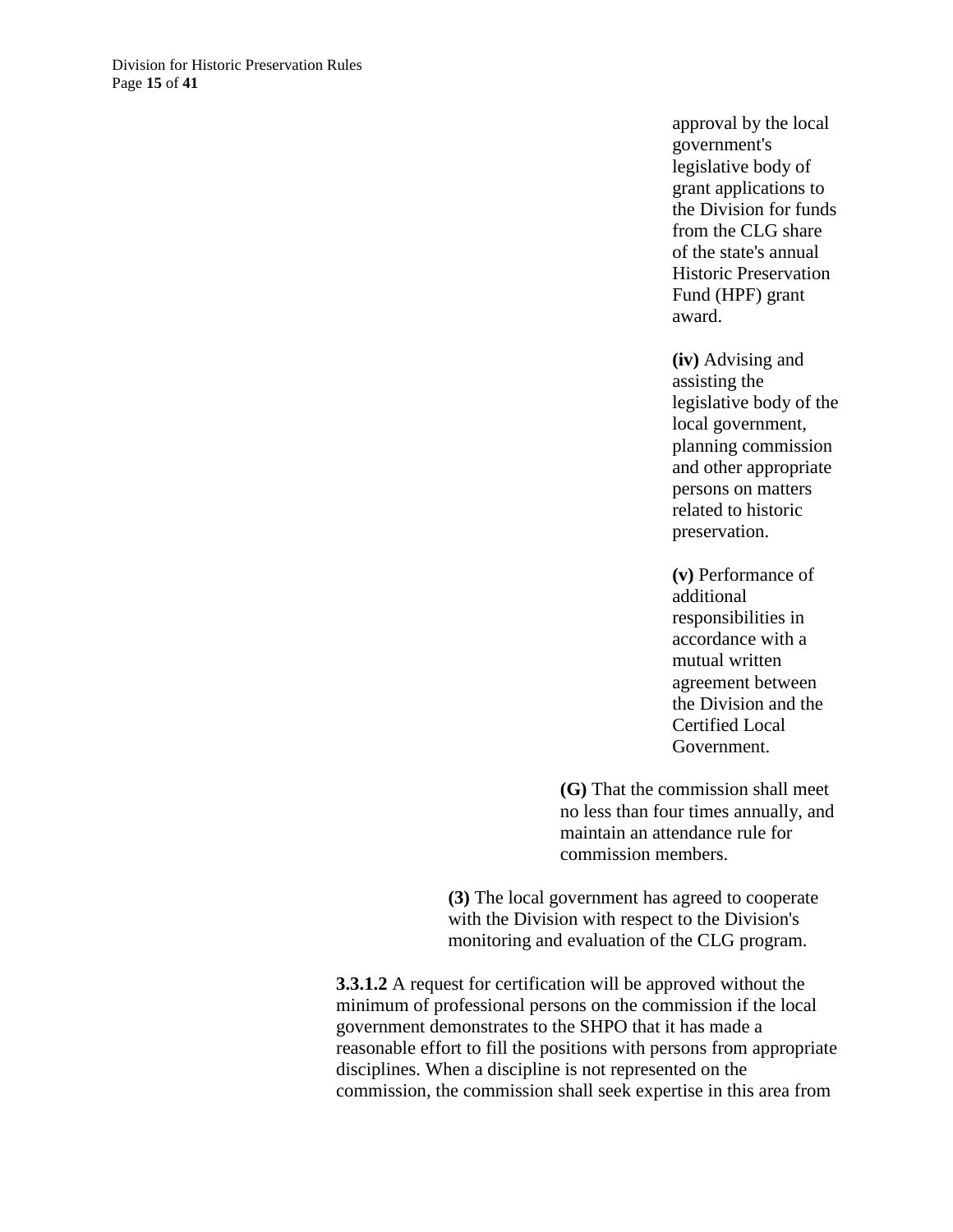approval by the local government's legislative body of grant applications to the Division for funds from the CLG share of the state's annual Historic Preservation Fund (HPF) grant award.

**(iv)** Advising and assisting the legislative body of the local government, planning commission and other appropriate persons on matters related to historic preservation.

**(v)** Performance of additional responsibilities in accordance with a mutual written agreement between the Division and the Certified Local Government.

**(G)** That the commission shall meet no less than four times annually, and maintain an attendance rule for commission members.

**(3)** The local government has agreed to cooperate with the Division with respect to the Division's monitoring and evaluation of the CLG program.

**3.3.1.2** A request for certification will be approved without the minimum of professional persons on the commission if the local government demonstrates to the SHPO that it has made a reasonable effort to fill the positions with persons from appropriate disciplines. When a discipline is not represented on the commission, the commission shall seek expertise in this area from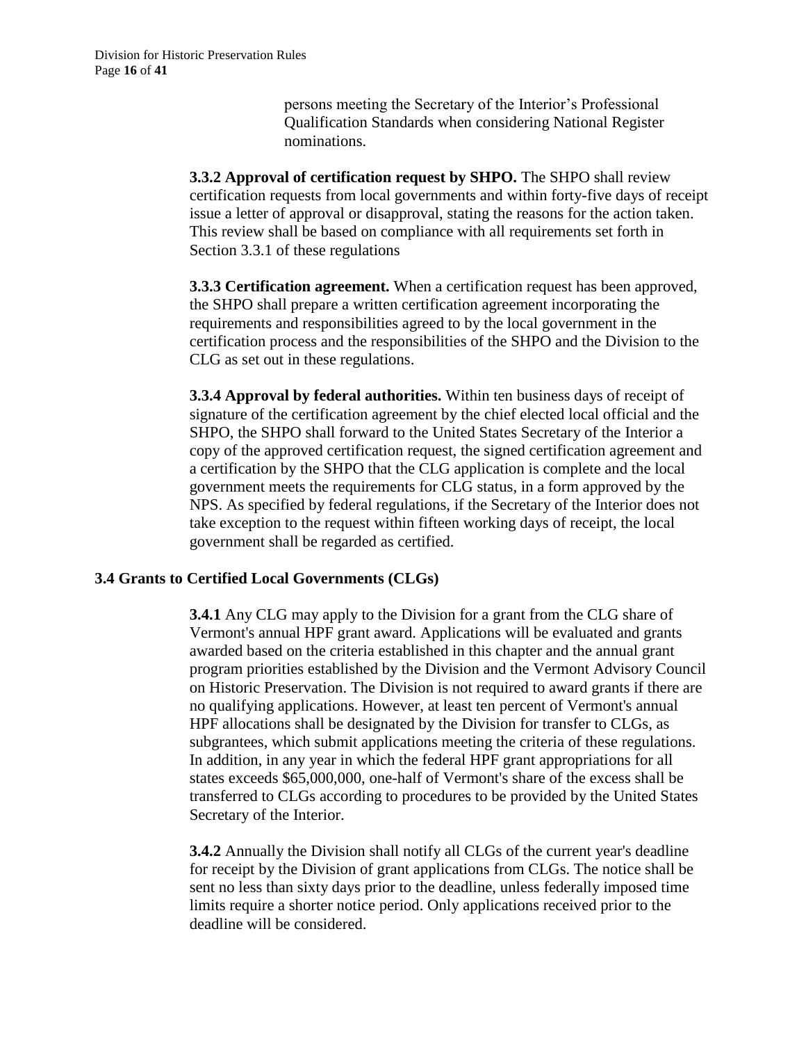persons meeting the Secretary of the Interior's Professional Qualification Standards when considering National Register nominations.

**3.3.2 Approval of certification request by SHPO.** The SHPO shall review certification requests from local governments and within forty-five days of receipt issue a letter of approval or disapproval, stating the reasons for the action taken. This review shall be based on compliance with all requirements set forth in Section 3.3.1 of these regulations

**3.3.3 Certification agreement.** When a certification request has been approved, the SHPO shall prepare a written certification agreement incorporating the requirements and responsibilities agreed to by the local government in the certification process and the responsibilities of the SHPO and the Division to the CLG as set out in these regulations.

**3.3.4 Approval by federal authorities.** Within ten business days of receipt of signature of the certification agreement by the chief elected local official and the SHPO, the SHPO shall forward to the United States Secretary of the Interior a copy of the approved certification request, the signed certification agreement and a certification by the SHPO that the CLG application is complete and the local government meets the requirements for CLG status, in a form approved by the NPS. As specified by federal regulations, if the Secretary of the Interior does not take exception to the request within fifteen working days of receipt, the local government shall be regarded as certified.

## 3.4 Grants to Certified Local Governments (CLGs)

**3.4.1** Any CLG may apply to the Division for a grant from the CLG share of Vermont's annual HPF grant award. Applications will be evaluated and grants awarded based on the criteria established in this chapter and the annual grant program priorities established by the Division and the Vermont Advisory Council on Historic Preservation. The Division is not required to award grants if there are no qualifying applications. However, at least ten percent of Vermont's annual HPF allocations shall be designated by the Division for transfer to CLGs, as subgrantees, which submit applications meeting the criteria of these regulations. In addition, in any year in which the federal HPF grant appropriations for all states exceeds $65,000,000, one-half of Vermont's share of the excess shall be transferred to CLGs according to procedures to be provided by the United States Secretary of the Interior.

**3.4.2** Annually the Division shall notify all CLGs of the current year's deadline for receipt by the Division of grant applications from CLGs. The notice shall be sent no less than sixty days prior to the deadline, unless federally imposed time limits require a shorter notice period. Only applications received prior to the deadline will be considered.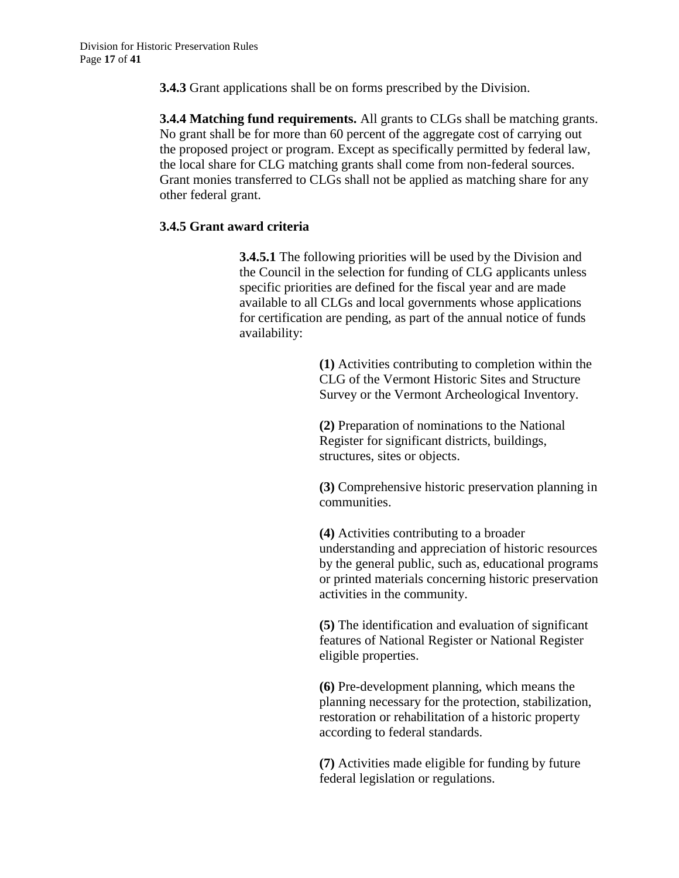**3.4.3** Grant applications shall be on forms prescribed by the Division.

**3.4.4 Matching fund requirements.** All grants to CLGs shall be matching grants. No grant shall be for more than 60 percent of the aggregate cost of carrying out the proposed project or program. Except as specifically permitted by federal law, the local share for CLG matching grants shall come from non-federal sources. Grant monies transferred to CLGs shall not be applied as matching share for any other federal grant.

**3.4.5 Grant award criteria**

**3.4.5.1** The following priorities will be used by the Division and the Council in the selection for funding of CLG applicants unless specific priorities are defined for the fiscal year and are made available to all CLGs and local governments whose applications for certification are pending, as part of the annual notice of funds availability:

**(1)** Activities contributing to completion within the CLG of the Vermont Historic Sites and Structure Survey or the Vermont Archeological Inventory.

**(2)** Preparation of nominations to the National Register for significant districts, buildings, structures, sites or objects.

**(3)** Comprehensive historic preservation planning in communities.

**(4)** Activities contributing to a broader understanding and appreciation of historic resources by the general public, such as, educational programs or printed materials concerning historic preservation activities in the community.

**(5)** The identification and evaluation of significant features of National Register or National Register eligible properties.

**(6)** Pre-development planning, which means the planning necessary for the protection, stabilization, restoration or rehabilitation of a historic property according to federal standards.

**(7)** Activities made eligible for funding by future federal legislation or regulations.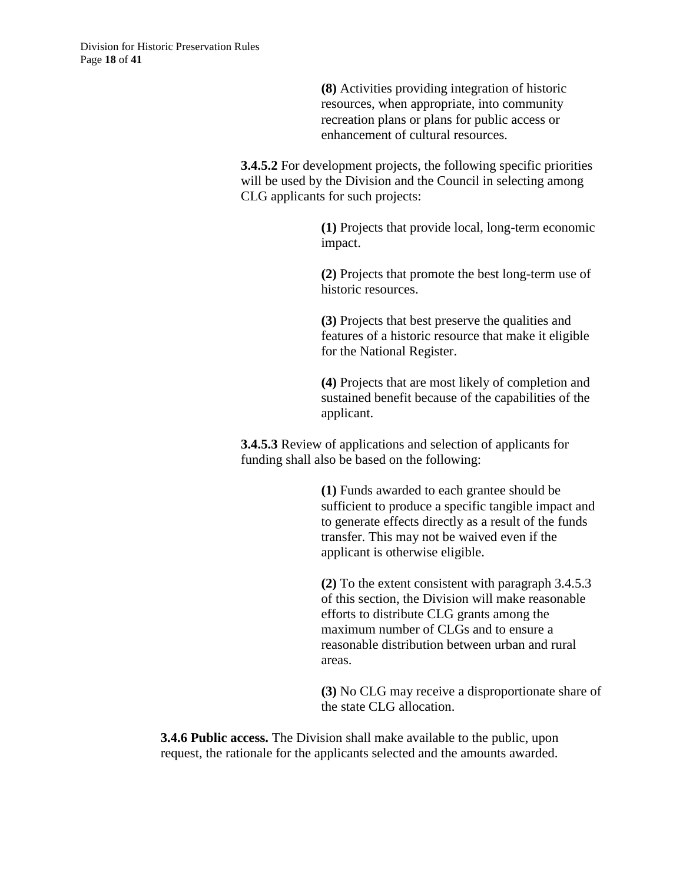**(8)** Activities providing integration of historic resources, when appropriate, into community recreation plans or plans for public access or enhancement of cultural resources.

**3.4.5.2** For development projects, the following specific priorities will be used by the Division and the Council in selecting among CLG applicants for such projects:

**(1)** Projects that provide local, long-term economic impact.

**(2)** Projects that promote the best long-term use of historic resources.

**(3)** Projects that best preserve the qualities and features of a historic resource that make it eligible for the National Register.

**(4)** Projects that are most likely of completion and sustained benefit because of the capabilities of the applicant.

**3.4.5.3** Review of applications and selection of applicants for funding shall also be based on the following:

**(1)** Funds awarded to each grantee should be sufficient to produce a specific tangible impact and to generate effects directly as a result of the funds transfer. This may not be waived even if the applicant is otherwise eligible.

**(2)** To the extent consistent with paragraph 3.4.5.3 of this section, the Division will make reasonable efforts to distribute CLG grants among the maximum number of CLGs and to ensure a reasonable distribution between urban and rural areas.

**(3)** No CLG may receive a disproportionate share of the state CLG allocation.

**3.4.6 Public access.** The Division shall make available to the public, upon request, the rationale for the applicants selected and the amounts awarded.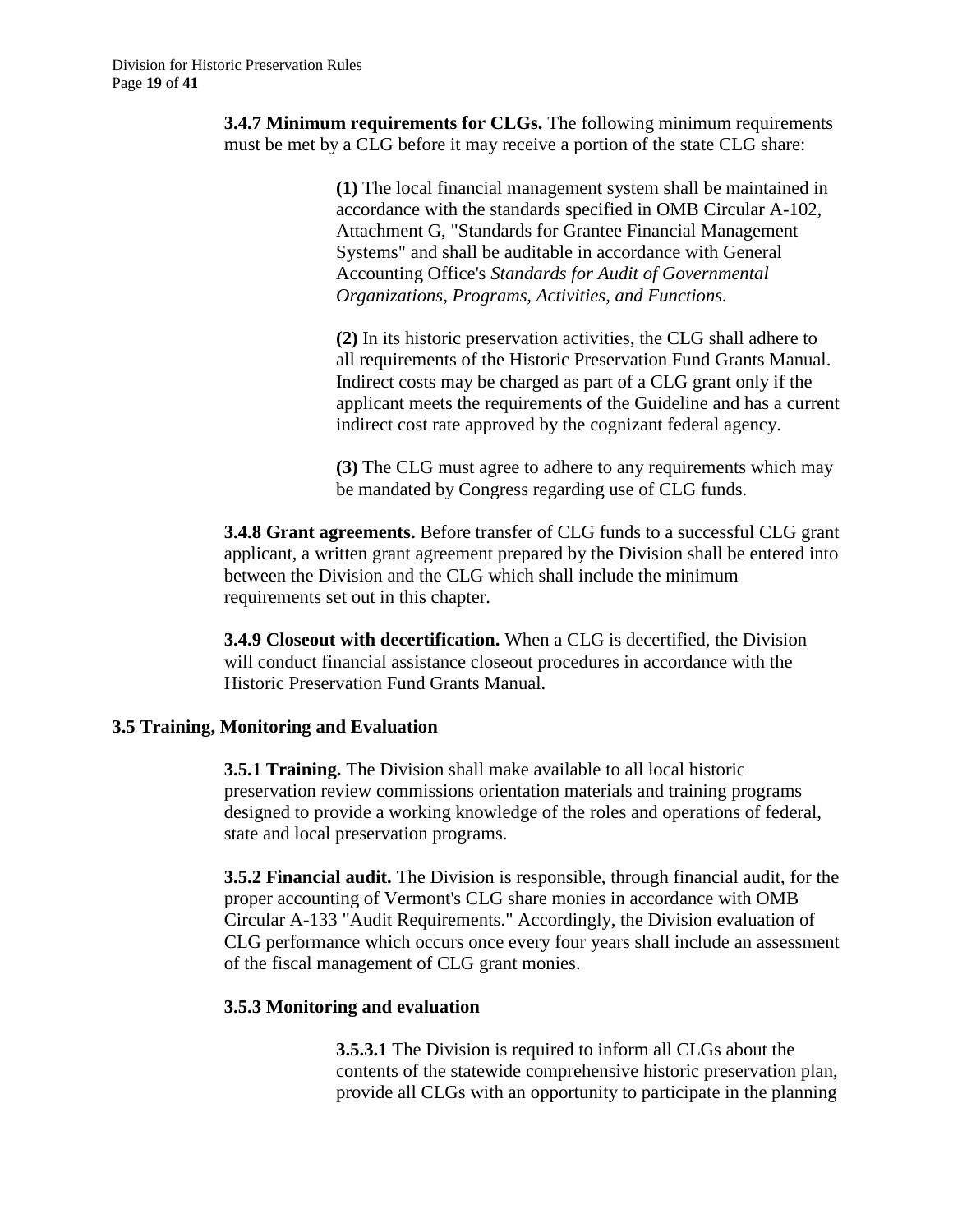**3.4.7 Minimum requirements for CLGs.** The following minimum requirements must be met by a CLG before it may receive a portion of the state CLG share:

**(1)** The local financial management system shall be maintained in accordance with the standards specified in OMB Circular A-102, Attachment G, "Standards for Grantee Financial Management Systems" and shall be auditable in accordance with General Accounting Office's *Standards for Audit of Governmental Organizations, Programs, Activities, and Functions.*

**(2)** In its historic preservation activities, the CLG shall adhere to all requirements of the Historic Preservation Fund Grants Manual. Indirect costs may be charged as part of a CLG grant only if the applicant meets the requirements of the Guideline and has a current indirect cost rate approved by the cognizant federal agency.

**(3)** The CLG must agree to adhere to any requirements which may be mandated by Congress regarding use of CLG funds.

**3.4.8 Grant agreements.** Before transfer of CLG funds to a successful CLG grant applicant, a written grant agreement prepared by the Division shall be entered into between the Division and the CLG which shall include the minimum requirements set out in this chapter.

**3.4.9 Closeout with decertification.** When a CLG is decertified, the Division will conduct financial assistance closeout procedures in accordance with the Historic Preservation Fund Grants Manual.

## 3.5 Training, Monitoring and Evaluation

**3.5.1 Training.** The Division shall make available to all local historic preservation review commissions orientation materials and training programs designed to provide a working knowledge of the roles and operations of federal, state and local preservation programs.

**3.5.2 Financial audit.** The Division is responsible, through financial audit, for the proper accounting of Vermont's CLG share monies in accordance with OMB Circular A-133 "Audit Requirements." Accordingly, the Division evaluation of CLG performance which occurs once every four years shall include an assessment of the fiscal management of CLG grant monies.

### 3.5.3 Monitoring and evaluation

**3.5.3.1** The Division is required to inform all CLGs about the contents of the statewide comprehensive historic preservation plan, provide all CLGs with an opportunity to participate in the planning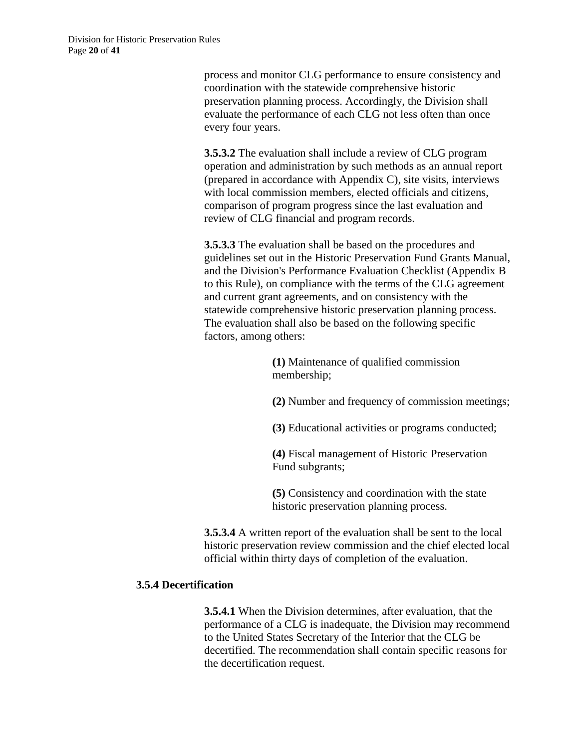process and monitor CLG performance to ensure consistency and coordination with the statewide comprehensive historic preservation planning process. Accordingly, the Division shall evaluate the performance of each CLG not less often than once every four years.

**3.5.3.2** The evaluation shall include a review of CLG program operation and administration by such methods as an annual report (prepared in accordance with Appendix C), site visits, interviews with local commission members, elected officials and citizens, comparison of program progress since the last evaluation and review of CLG financial and program records.

**3.5.3.3** The evaluation shall be based on the procedures and guidelines set out in the Historic Preservation Fund Grants Manual, and the Division's Performance Evaluation Checklist (Appendix B to this Rule), on compliance with the terms of the CLG agreement and current grant agreements, and on consistency with the statewide comprehensive historic preservation planning process. The evaluation shall also be based on the following specific factors, among others:

> **(1)** Maintenance of qualified commission membership;
>
> **(2)** Number and frequency of commission meetings;
>
> **(3)** Educational activities or programs conducted;
>
> **(4)** Fiscal management of Historic Preservation Fund subgrants;
>
> **(5)** Consistency and coordination with the state historic preservation planning process.

**3.5.3.4** A written report of the evaluation shall be sent to the local historic preservation review commission and the chief elected local official within thirty days of completion of the evaluation.

### 3.5.4 Decertification

**3.5.4.1** When the Division determines, after evaluation, that the performance of a CLG is inadequate, the Division may recommend to the United States Secretary of the Interior that the CLG be decertified. The recommendation shall contain specific reasons for the decertification request.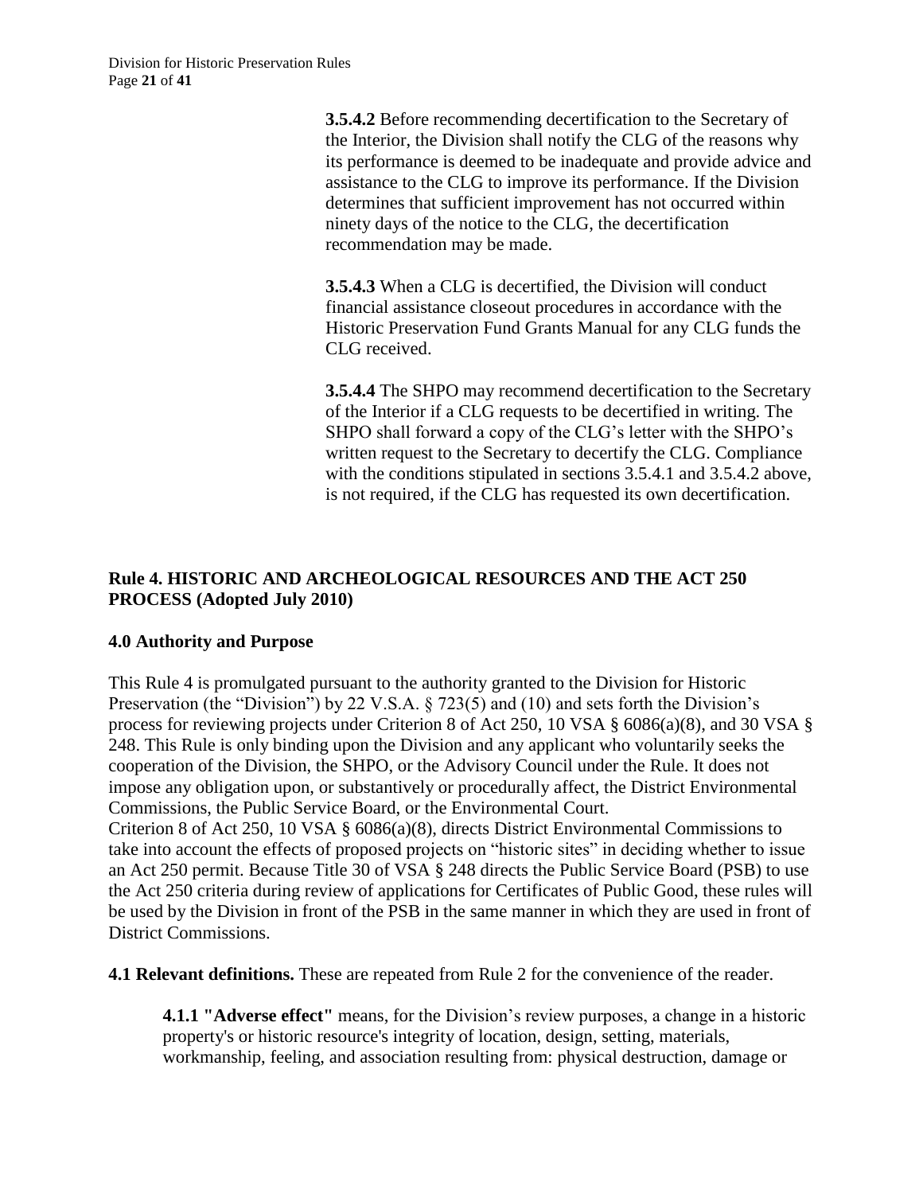**3.5.4.2** Before recommending decertification to the Secretary of the Interior, the Division shall notify the CLG of the reasons why its performance is deemed to be inadequate and provide advice and assistance to the CLG to improve its performance. If the Division determines that sufficient improvement has not occurred within ninety days of the notice to the CLG, the decertification recommendation may be made.

**3.5.4.3** When a CLG is decertified, the Division will conduct financial assistance closeout procedures in accordance with the Historic Preservation Fund Grants Manual for any CLG funds the CLG received.

**3.5.4.4** The SHPO may recommend decertification to the Secretary of the Interior if a CLG requests to be decertified in writing. The SHPO shall forward a copy of the CLG's letter with the SHPO's written request to the Secretary to decertify the CLG. Compliance with the conditions stipulated in sections 3.5.4.1 and 3.5.4.2 above, is not required, if the CLG has requested its own decertification.

## Rule 4. HISTORIC AND ARCHEOLOGICAL RESOURCES AND THE ACT 250 PROCESS (Adopted July 2010)

### 4.0 Authority and Purpose

This Rule 4 is promulgated pursuant to the authority granted to the Division for Historic Preservation (the "Division") by 22 V.S.A. § 723(5) and (10) and sets forth the Division's process for reviewing projects under Criterion 8 of Act 250, 10 VSA § 6086(a)(8), and 30 VSA § 248. This Rule is only binding upon the Division and any applicant who voluntarily seeks the cooperation of the Division, the SHPO, or the Advisory Council under the Rule. It does not impose any obligation upon, or substantively or procedurally affect, the District Environmental Commissions, the Public Service Board, or the Environmental Court.
Criterion 8 of Act 250, 10 VSA § 6086(a)(8), directs District Environmental Commissions to take into account the effects of proposed projects on "historic sites" in deciding whether to issue an Act 250 permit. Because Title 30 of VSA § 248 directs the Public Service Board (PSB) to use the Act 250 criteria during review of applications for Certificates of Public Good, these rules will be used by the Division in front of the PSB in the same manner in which they are used in front of District Commissions.

**4.1 Relevant definitions.** These are repeated from Rule 2 for the convenience of the reader.

**4.1.1 "Adverse effect"** means, for the Division's review purposes, a change in a historic property's or historic resource's integrity of location, design, setting, materials, workmanship, feeling, and association resulting from: physical destruction, damage or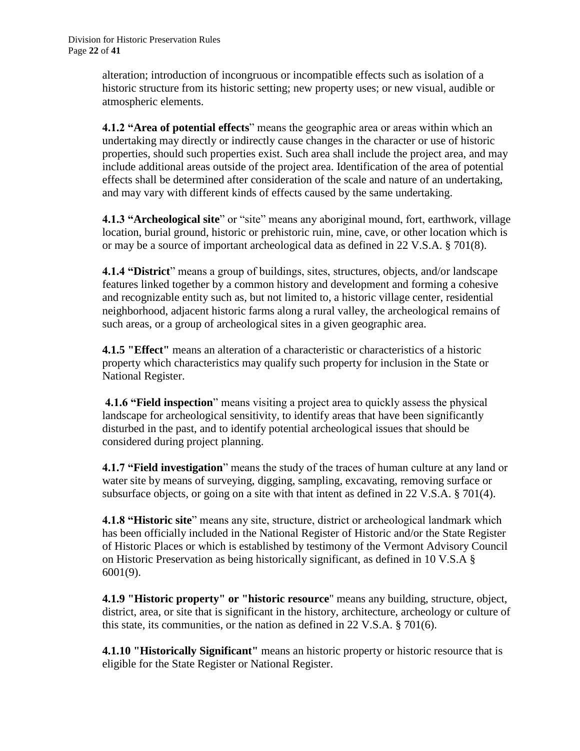alteration; introduction of incongruous or incompatible effects such as isolation of a historic structure from its historic setting; new property uses; or new visual, audible or atmospheric elements.

**4.1.2 "Area of potential effects**" means the geographic area or areas within which an undertaking may directly or indirectly cause changes in the character or use of historic properties, should such properties exist. Such area shall include the project area, and may include additional areas outside of the project area. Identification of the area of potential effects shall be determined after consideration of the scale and nature of an undertaking, and may vary with different kinds of effects caused by the same undertaking.

**4.1.3 "Archeological site**" or "site" means any aboriginal mound, fort, earthwork, village location, burial ground, historic or prehistoric ruin, mine, cave, or other location which is or may be a source of important archeological data as defined in 22 V.S.A. § 701(8).

**4.1.4 "District**" means a group of buildings, sites, structures, objects, and/or landscape features linked together by a common history and development and forming a cohesive and recognizable entity such as, but not limited to, a historic village center, residential neighborhood, adjacent historic farms along a rural valley, the archeological remains of such areas, or a group of archeological sites in a given geographic area.

**4.1.5 "Effect"** means an alteration of a characteristic or characteristics of a historic property which characteristics may qualify such property for inclusion in the State or National Register.

**4.1.6 "Field inspection**" means visiting a project area to quickly assess the physical landscape for archeological sensitivity, to identify areas that have been significantly disturbed in the past, and to identify potential archeological issues that should be considered during project planning.

**4.1.7 "Field investigation**" means the study of the traces of human culture at any land or water site by means of surveying, digging, sampling, excavating, removing surface or subsurface objects, or going on a site with that intent as defined in 22 V.S.A. § 701(4).

**4.1.8 "Historic site**" means any site, structure, district or archeological landmark which has been officially included in the National Register of Historic and/or the State Register of Historic Places or which is established by testimony of the Vermont Advisory Council on Historic Preservation as being historically significant, as defined in 10 V.S.A § 6001(9).

**4.1.9 "Historic property" or "historic resource**" means any building, structure, object, district, area, or site that is significant in the history, architecture, archeology or culture of this state, its communities, or the nation as defined in 22 V.S.A. § 701(6).

**4.1.10 "Historically Significant"** means an historic property or historic resource that is eligible for the State Register or National Register.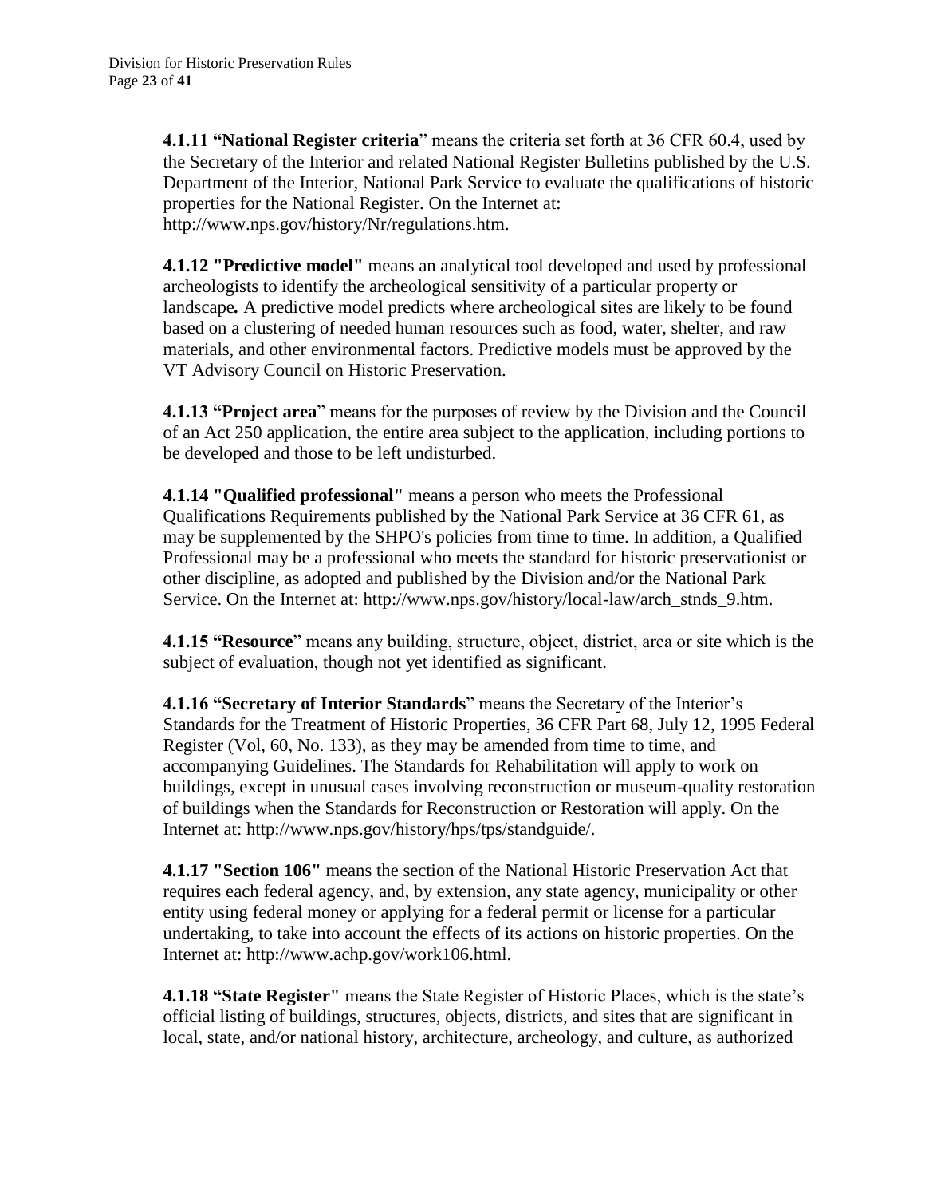**4.1.11 "National Register criteria**" means the criteria set forth at 36 CFR 60.4, used by the Secretary of the Interior and related National Register Bulletins published by the U.S. Department of the Interior, National Park Service to evaluate the qualifications of historic properties for the National Register. On the Internet at: http://www.nps.gov/history/Nr/regulations.htm.

**4.1.12 "Predictive model"** means an analytical tool developed and used by professional archeologists to identify the archeological sensitivity of a particular property or landscape**.** A predictive model predicts where archeological sites are likely to be found based on a clustering of needed human resources such as food, water, shelter, and raw materials, and other environmental factors. Predictive models must be approved by the VT Advisory Council on Historic Preservation.

**4.1.13 "Project area**" means for the purposes of review by the Division and the Council of an Act 250 application, the entire area subject to the application, including portions to be developed and those to be left undisturbed.

**4.1.14 "Qualified professional"** means a person who meets the Professional Qualifications Requirements published by the National Park Service at 36 CFR 61, as may be supplemented by the SHPO's policies from time to time. In addition, a Qualified Professional may be a professional who meets the standard for historic preservationist or other discipline, as adopted and published by the Division and/or the National Park Service. On the Internet at: http://www.nps.gov/history/local-law/arch_stnds_9.htm.

**4.1.15 "Resource**" means any building, structure, object, district, area or site which is the subject of evaluation, though not yet identified as significant.

**4.1.16 "Secretary of Interior Standards**" means the Secretary of the Interior's Standards for the Treatment of Historic Properties, 36 CFR Part 68, July 12, 1995 Federal Register (Vol, 60, No. 133), as they may be amended from time to time, and accompanying Guidelines. The Standards for Rehabilitation will apply to work on buildings, except in unusual cases involving reconstruction or museum-quality restoration of buildings when the Standards for Reconstruction or Restoration will apply. On the Internet at: http://www.nps.gov/history/hps/tps/standguide/.

**4.1.17 "Section 106"** means the section of the National Historic Preservation Act that requires each federal agency, and, by extension, any state agency, municipality or other entity using federal money or applying for a federal permit or license for a particular undertaking, to take into account the effects of its actions on historic properties. On the Internet at: http://www.achp.gov/work106.html.

**4.1.18 "State Register"** means the State Register of Historic Places, which is the state's official listing of buildings, structures, objects, districts, and sites that are significant in local, state, and/or national history, architecture, archeology, and culture, as authorized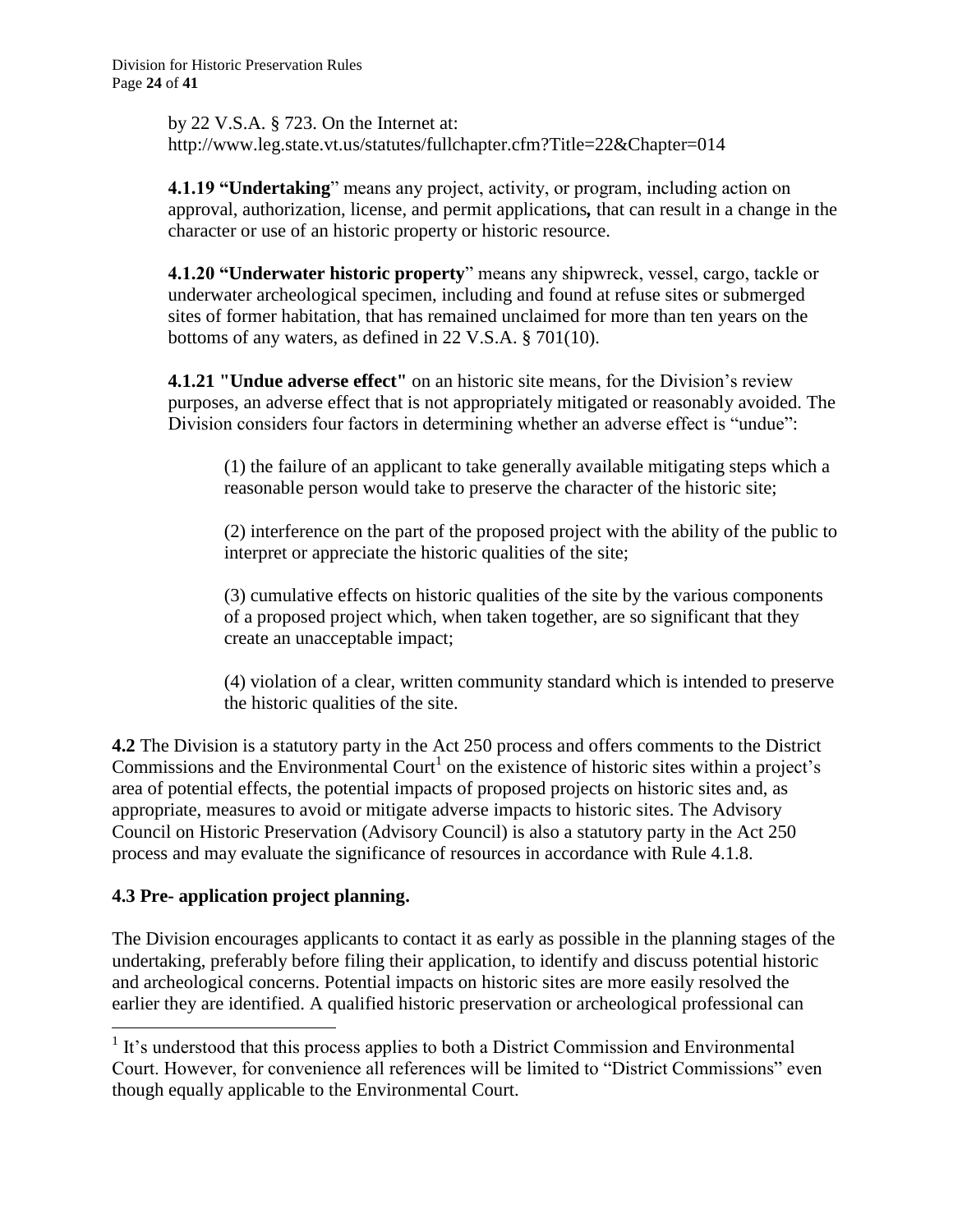by 22 V.S.A. § 723. On the Internet at: http://www.leg.state.vt.us/statutes/fullchapter.cfm?Title=22&Chapter=014

**4.1.19 "Undertaking**" means any project, activity, or program, including action on approval, authorization, license, and permit applications**,** that can result in a change in the character or use of an historic property or historic resource.

**4.1.20 "Underwater historic property**" means any shipwreck, vessel, cargo, tackle or underwater archeological specimen, including and found at refuse sites or submerged sites of former habitation, that has remained unclaimed for more than ten years on the bottoms of any waters, as defined in 22 V.S.A. § 701(10).

**4.1.21 "Undue adverse effect"** on an historic site means, for the Division's review purposes, an adverse effect that is not appropriately mitigated or reasonably avoided. The Division considers four factors in determining whether an adverse effect is "undue":

(1) the failure of an applicant to take generally available mitigating steps which a reasonable person would take to preserve the character of the historic site;

(2) interference on the part of the proposed project with the ability of the public to interpret or appreciate the historic qualities of the site;

(3) cumulative effects on historic qualities of the site by the various components of a proposed project which, when taken together, are so significant that they create an unacceptable impact;

(4) violation of a clear, written community standard which is intended to preserve the historic qualities of the site.

**4.2** The Division is a statutory party in the Act 250 process and offers comments to the District Commissions and the Environmental Court[1] on the existence of historic sites within a project's area of potential effects, the potential impacts of proposed projects on historic sites and, as appropriate, measures to avoid or mitigate adverse impacts to historic sites. The Advisory Council on Historic Preservation (Advisory Council) is also a statutory party in the Act 250 process and may evaluate the significance of resources in accordance with Rule 4.1.8.

## 4.3 Pre- application project planning.

The Division encourages applicants to contact it as early as possible in the planning stages of the undertaking, preferably before filing their application, to identify and discuss potential historic and archeological concerns. Potential impacts on historic sites are more easily resolved the earlier they are identified. A qualified historic preservation or archeological professional can

---

[1] It's understood that this process applies to both a District Commission and Environmental Court. However, for convenience all references will be limited to "District Commissions" even though equally applicable to the Environmental Court.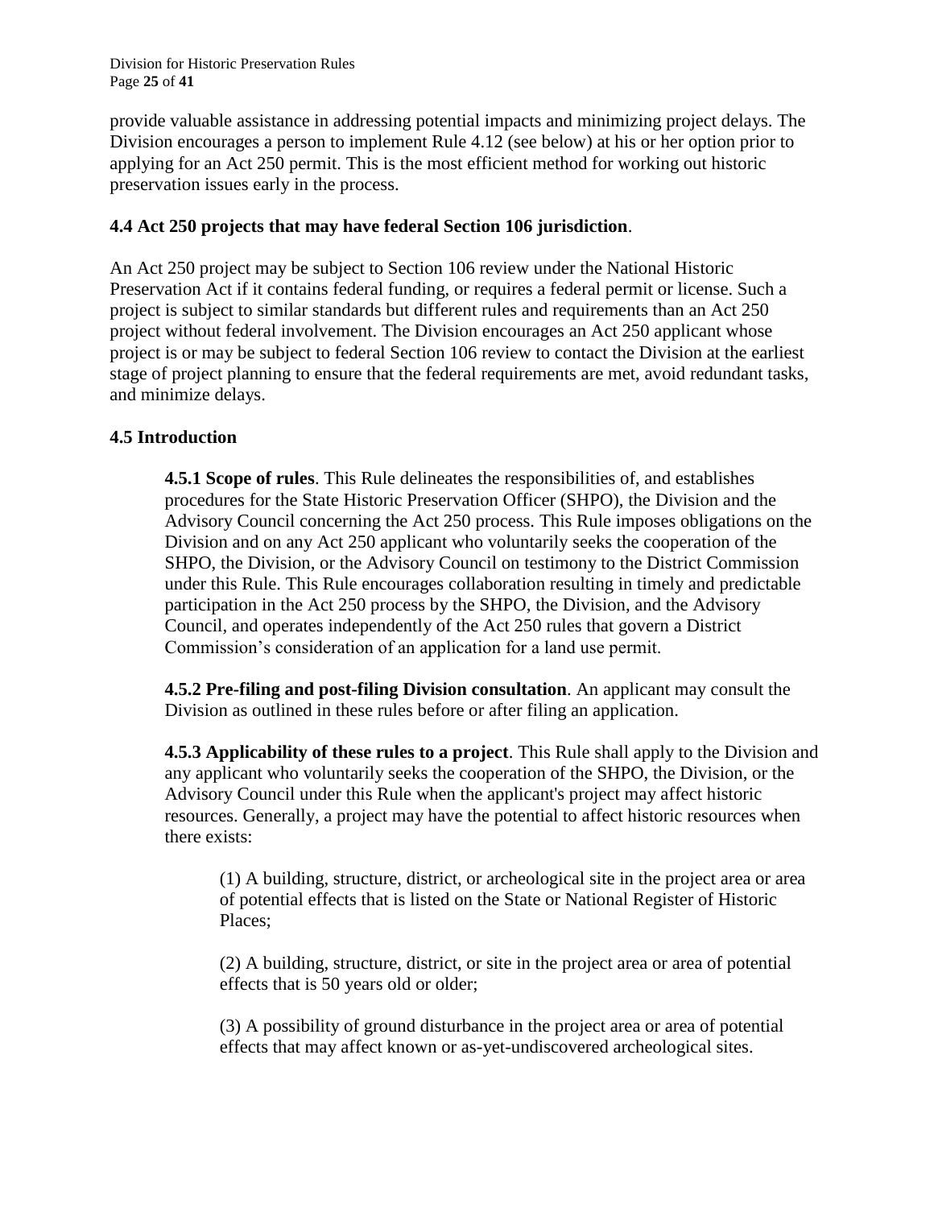provide valuable assistance in addressing potential impacts and minimizing project delays. The Division encourages a person to implement Rule 4.12 (see below) at his or her option prior to applying for an Act 250 permit. This is the most efficient method for working out historic preservation issues early in the process.

### 4.4 Act 250 projects that may have federal Section 106 jurisdiction.

An Act 250 project may be subject to Section 106 review under the National Historic Preservation Act if it contains federal funding, or requires a federal permit or license. Such a project is subject to similar standards but different rules and requirements than an Act 250 project without federal involvement. The Division encourages an Act 250 applicant whose project is or may be subject to federal Section 106 review to contact the Division at the earliest stage of project planning to ensure that the federal requirements are met, avoid redundant tasks, and minimize delays.

### 4.5 Introduction

**4.5.1 Scope of rules**. This Rule delineates the responsibilities of, and establishes procedures for the State Historic Preservation Officer (SHPO), the Division and the Advisory Council concerning the Act 250 process. This Rule imposes obligations on the Division and on any Act 250 applicant who voluntarily seeks the cooperation of the SHPO, the Division, or the Advisory Council on testimony to the District Commission under this Rule. This Rule encourages collaboration resulting in timely and predictable participation in the Act 250 process by the SHPO, the Division, and the Advisory Council, and operates independently of the Act 250 rules that govern a District Commission's consideration of an application for a land use permit.

**4.5.2 Pre-filing and post-filing Division consultation**. An applicant may consult the Division as outlined in these rules before or after filing an application.

**4.5.3 Applicability of these rules to a project**. This Rule shall apply to the Division and any applicant who voluntarily seeks the cooperation of the SHPO, the Division, or the Advisory Council under this Rule when the applicant's project may affect historic resources. Generally, a project may have the potential to affect historic resources when there exists:

(1) A building, structure, district, or archeological site in the project area or area of potential effects that is listed on the State or National Register of Historic Places;

(2) A building, structure, district, or site in the project area or area of potential effects that is 50 years old or older;

(3) A possibility of ground disturbance in the project area or area of potential effects that may affect known or as-yet-undiscovered archeological sites.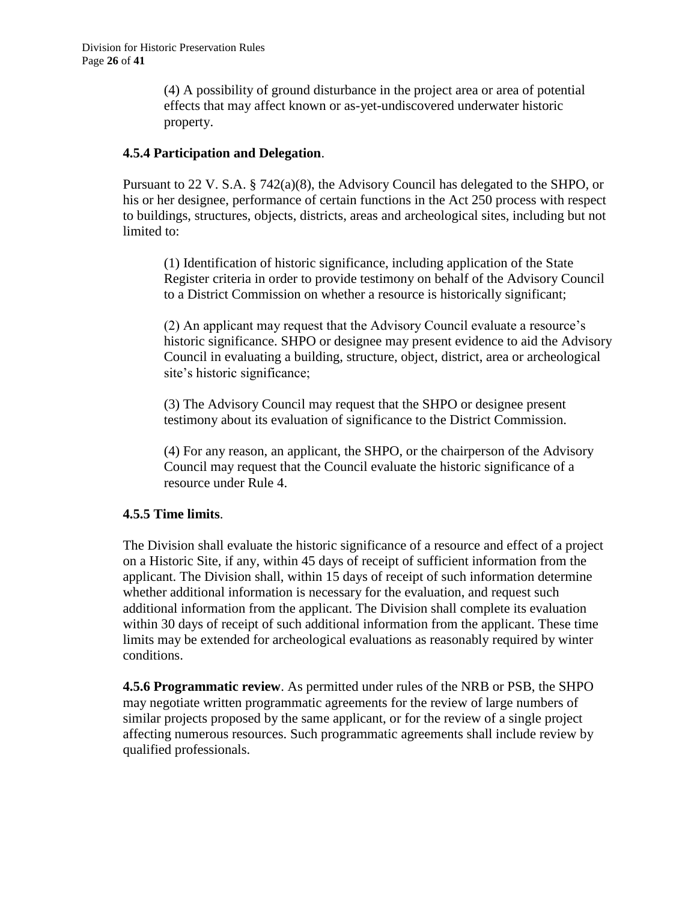(4) A possibility of ground disturbance in the project area or area of potential effects that may affect known or as-yet-undiscovered underwater historic property.

**4.5.4 Participation and Delegation**.

Pursuant to 22 V. S.A. § 742(a)(8), the Advisory Council has delegated to the SHPO, or his or her designee, performance of certain functions in the Act 250 process with respect to buildings, structures, objects, districts, areas and archeological sites, including but not limited to:

(1) Identification of historic significance, including application of the State Register criteria in order to provide testimony on behalf of the Advisory Council to a District Commission on whether a resource is historically significant;

(2) An applicant may request that the Advisory Council evaluate a resource's historic significance. SHPO or designee may present evidence to aid the Advisory Council in evaluating a building, structure, object, district, area or archeological site's historic significance;

(3) The Advisory Council may request that the SHPO or designee present testimony about its evaluation of significance to the District Commission.

(4) For any reason, an applicant, the SHPO, or the chairperson of the Advisory Council may request that the Council evaluate the historic significance of a resource under Rule 4.

**4.5.5 Time limits**.

The Division shall evaluate the historic significance of a resource and effect of a project on a Historic Site, if any, within 45 days of receipt of sufficient information from the applicant. The Division shall, within 15 days of receipt of such information determine whether additional information is necessary for the evaluation, and request such additional information from the applicant. The Division shall complete its evaluation within 30 days of receipt of such additional information from the applicant. These time limits may be extended for archeological evaluations as reasonably required by winter conditions.

**4.5.6 Programmatic review**. As permitted under rules of the NRB or PSB, the SHPO may negotiate written programmatic agreements for the review of large numbers of similar projects proposed by the same applicant, or for the review of a single project affecting numerous resources. Such programmatic agreements shall include review by qualified professionals.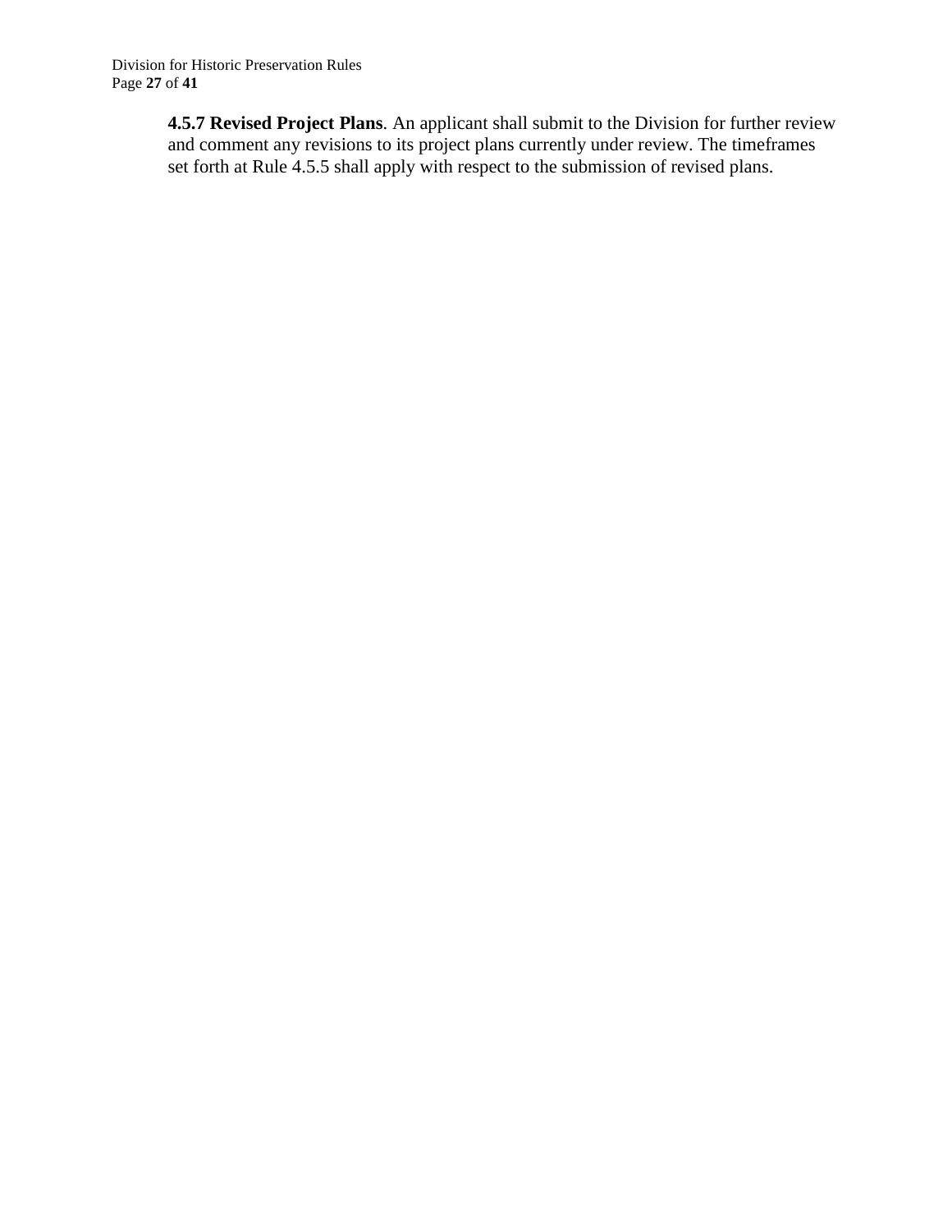**4.5.7 Revised Project Plans**. An applicant shall submit to the Division for further review and comment any revisions to its project plans currently under review. The timeframes set forth at Rule 4.5.5 shall apply with respect to the submission of revised plans.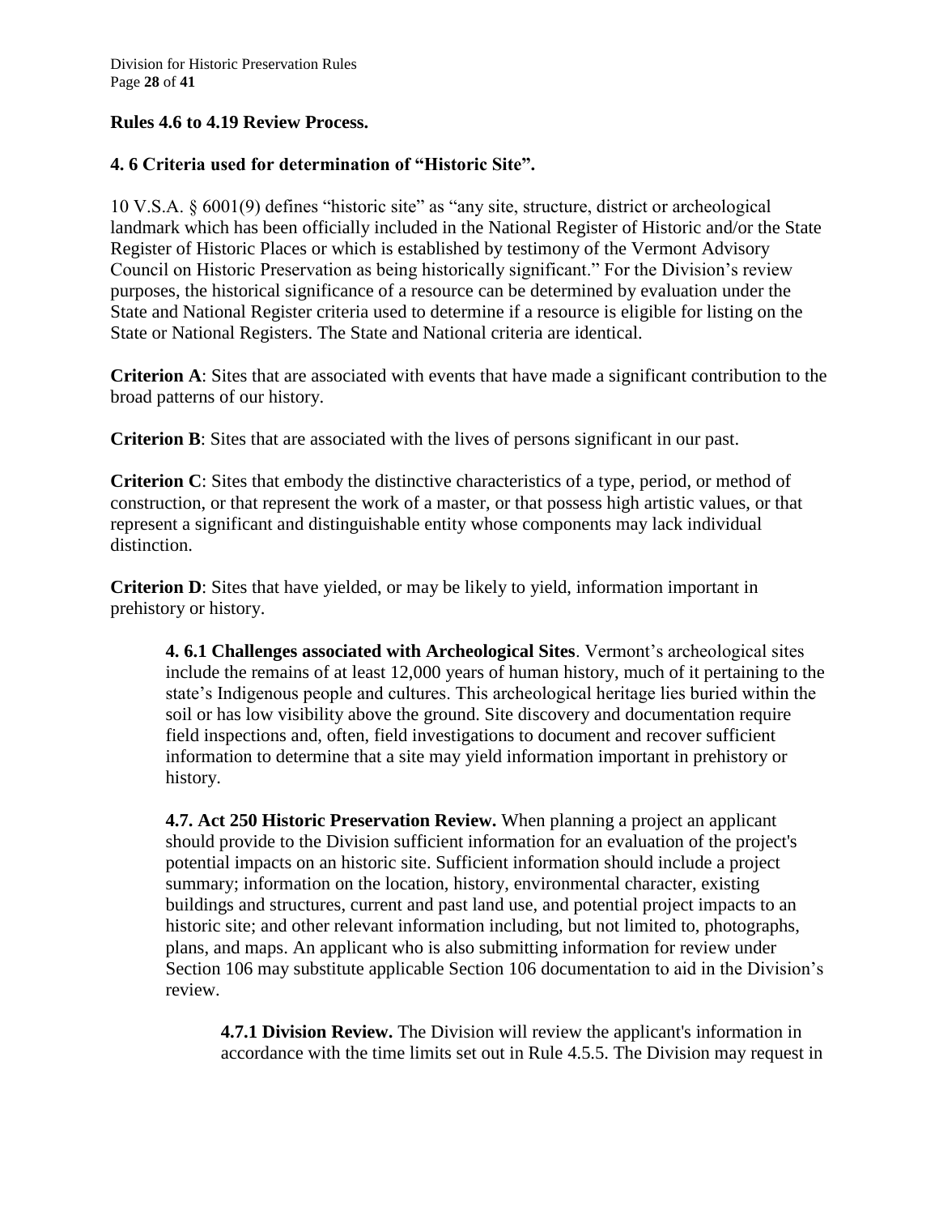### Rules 4.6 to 4.19 Review Process.

### 4. 6 Criteria used for determination of "Historic Site".

10 V.S.A. § 6001(9) defines "historic site" as "any site, structure, district or archeological landmark which has been officially included in the National Register of Historic and/or the State Register of Historic Places or which is established by testimony of the Vermont Advisory Council on Historic Preservation as being historically significant." For the Division's review purposes, the historical significance of a resource can be determined by evaluation under the State and National Register criteria used to determine if a resource is eligible for listing on the State or National Registers. The State and National criteria are identical.

**Criterion A**: Sites that are associated with events that have made a significant contribution to the broad patterns of our history.

**Criterion B**: Sites that are associated with the lives of persons significant in our past.

**Criterion C**: Sites that embody the distinctive characteristics of a type, period, or method of construction, or that represent the work of a master, or that possess high artistic values, or that represent a significant and distinguishable entity whose components may lack individual distinction.

**Criterion D**: Sites that have yielded, or may be likely to yield, information important in prehistory or history.

**4. 6.1 Challenges associated with Archeological Sites**. Vermont's archeological sites include the remains of at least 12,000 years of human history, much of it pertaining to the state's Indigenous people and cultures. This archeological heritage lies buried within the soil or has low visibility above the ground. Site discovery and documentation require field inspections and, often, field investigations to document and recover sufficient information to determine that a site may yield information important in prehistory or history.

**4.7. Act 250 Historic Preservation Review.** When planning a project an applicant should provide to the Division sufficient information for an evaluation of the project's potential impacts on an historic site. Sufficient information should include a project summary; information on the location, history, environmental character, existing buildings and structures, current and past land use, and potential project impacts to an historic site; and other relevant information including, but not limited to, photographs, plans, and maps. An applicant who is also submitting information for review under Section 106 may substitute applicable Section 106 documentation to aid in the Division's review.

**4.7.1 Division Review.** The Division will review the applicant's information in accordance with the time limits set out in Rule 4.5.5. The Division may request in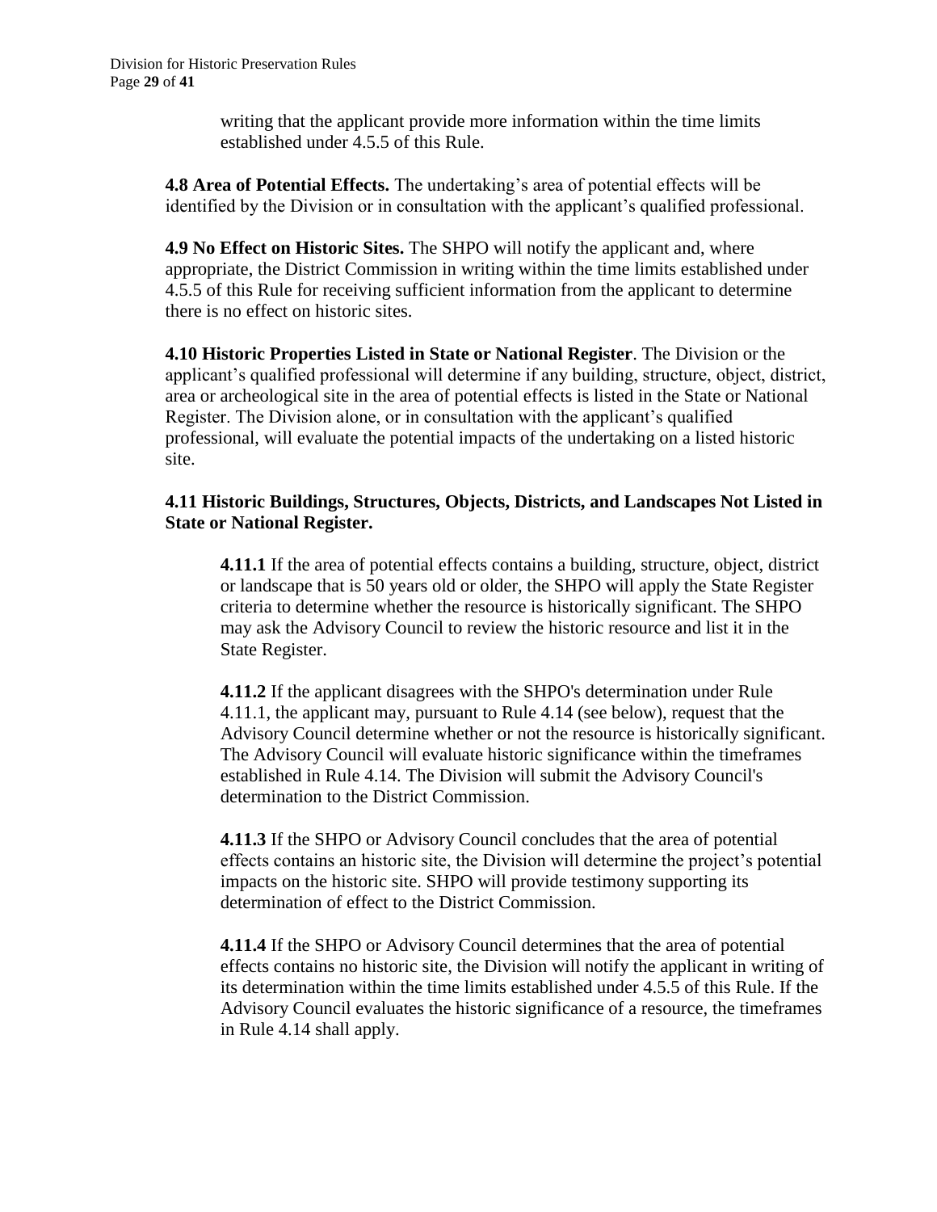writing that the applicant provide more information within the time limits established under 4.5.5 of this Rule.

**4.8 Area of Potential Effects.** The undertaking's area of potential effects will be identified by the Division or in consultation with the applicant's qualified professional.

**4.9 No Effect on Historic Sites.** The SHPO will notify the applicant and, where appropriate, the District Commission in writing within the time limits established under 4.5.5 of this Rule for receiving sufficient information from the applicant to determine there is no effect on historic sites.

**4.10 Historic Properties Listed in State or National Register**. The Division or the applicant's qualified professional will determine if any building, structure, object, district, area or archeological site in the area of potential effects is listed in the State or National Register. The Division alone, or in consultation with the applicant's qualified professional, will evaluate the potential impacts of the undertaking on a listed historic site.

**4.11 Historic Buildings, Structures, Objects, Districts, and Landscapes Not Listed in State or National Register.**

**4.11.1** If the area of potential effects contains a building, structure, object, district or landscape that is 50 years old or older, the SHPO will apply the State Register criteria to determine whether the resource is historically significant. The SHPO may ask the Advisory Council to review the historic resource and list it in the State Register.

**4.11.2** If the applicant disagrees with the SHPO's determination under Rule 4.11.1, the applicant may, pursuant to Rule 4.14 (see below), request that the Advisory Council determine whether or not the resource is historically significant. The Advisory Council will evaluate historic significance within the timeframes established in Rule 4.14. The Division will submit the Advisory Council's determination to the District Commission.

**4.11.3** If the SHPO or Advisory Council concludes that the area of potential effects contains an historic site, the Division will determine the project's potential impacts on the historic site. SHPO will provide testimony supporting its determination of effect to the District Commission.

**4.11.4** If the SHPO or Advisory Council determines that the area of potential effects contains no historic site, the Division will notify the applicant in writing of its determination within the time limits established under 4.5.5 of this Rule. If the Advisory Council evaluates the historic significance of a resource, the timeframes in Rule 4.14 shall apply.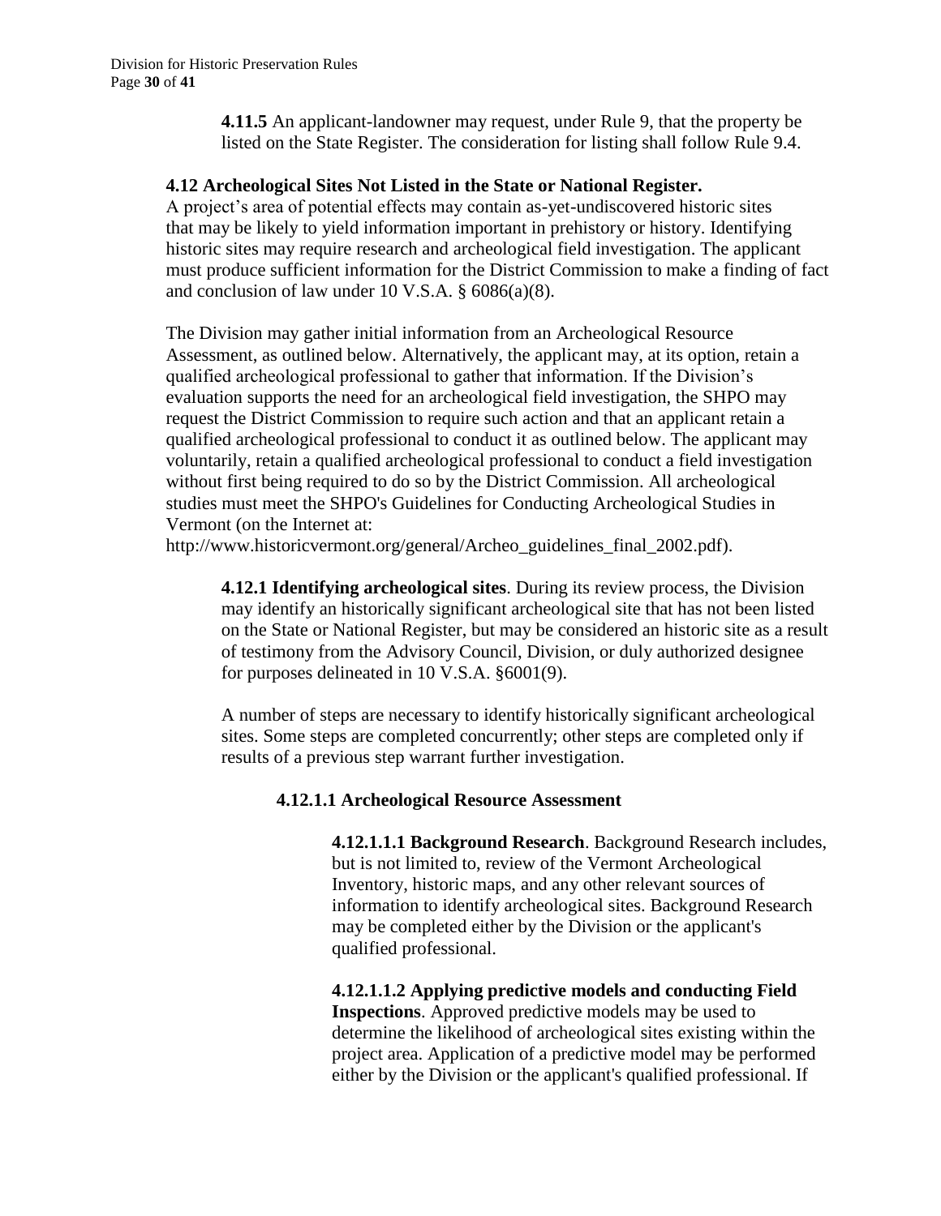**4.11.5** An applicant-landowner may request, under Rule 9, that the property be listed on the State Register. The consideration for listing shall follow Rule 9.4.

### 4.12 Archeological Sites Not Listed in the State or National Register.

A project's area of potential effects may contain as-yet-undiscovered historic sites that may be likely to yield information important in prehistory or history. Identifying historic sites may require research and archeological field investigation. The applicant must produce sufficient information for the District Commission to make a finding of fact and conclusion of law under 10 V.S.A. § 6086(a)(8).

The Division may gather initial information from an Archeological Resource Assessment, as outlined below. Alternatively, the applicant may, at its option, retain a qualified archeological professional to gather that information. If the Division's evaluation supports the need for an archeological field investigation, the SHPO may request the District Commission to require such action and that an applicant retain a qualified archeological professional to conduct it as outlined below. The applicant may voluntarily, retain a qualified archeological professional to conduct a field investigation without first being required to do so by the District Commission. All archeological studies must meet the SHPO's Guidelines for Conducting Archeological Studies in Vermont (on the Internet at: http://www.historicvermont.org/general/Archeo_guidelines_final_2002.pdf).

**4.12.1 Identifying archeological sites**. During its review process, the Division may identify an historically significant archeological site that has not been listed on the State or National Register, but may be considered an historic site as a result of testimony from the Advisory Council, Division, or duly authorized designee for purposes delineated in 10 V.S.A. §6001(9).

A number of steps are necessary to identify historically significant archeological sites. Some steps are completed concurrently; other steps are completed only if results of a previous step warrant further investigation.

#### 4.12.1.1 Archeological Resource Assessment

**4.12.1.1.1 Background Research**. Background Research includes, but is not limited to, review of the Vermont Archeological Inventory, historic maps, and any other relevant sources of information to identify archeological sites. Background Research may be completed either by the Division or the applicant's qualified professional.

**4.12.1.1.2 Applying predictive models and conducting Field Inspections**. Approved predictive models may be used to determine the likelihood of archeological sites existing within the project area. Application of a predictive model may be performed either by the Division or the applicant's qualified professional. If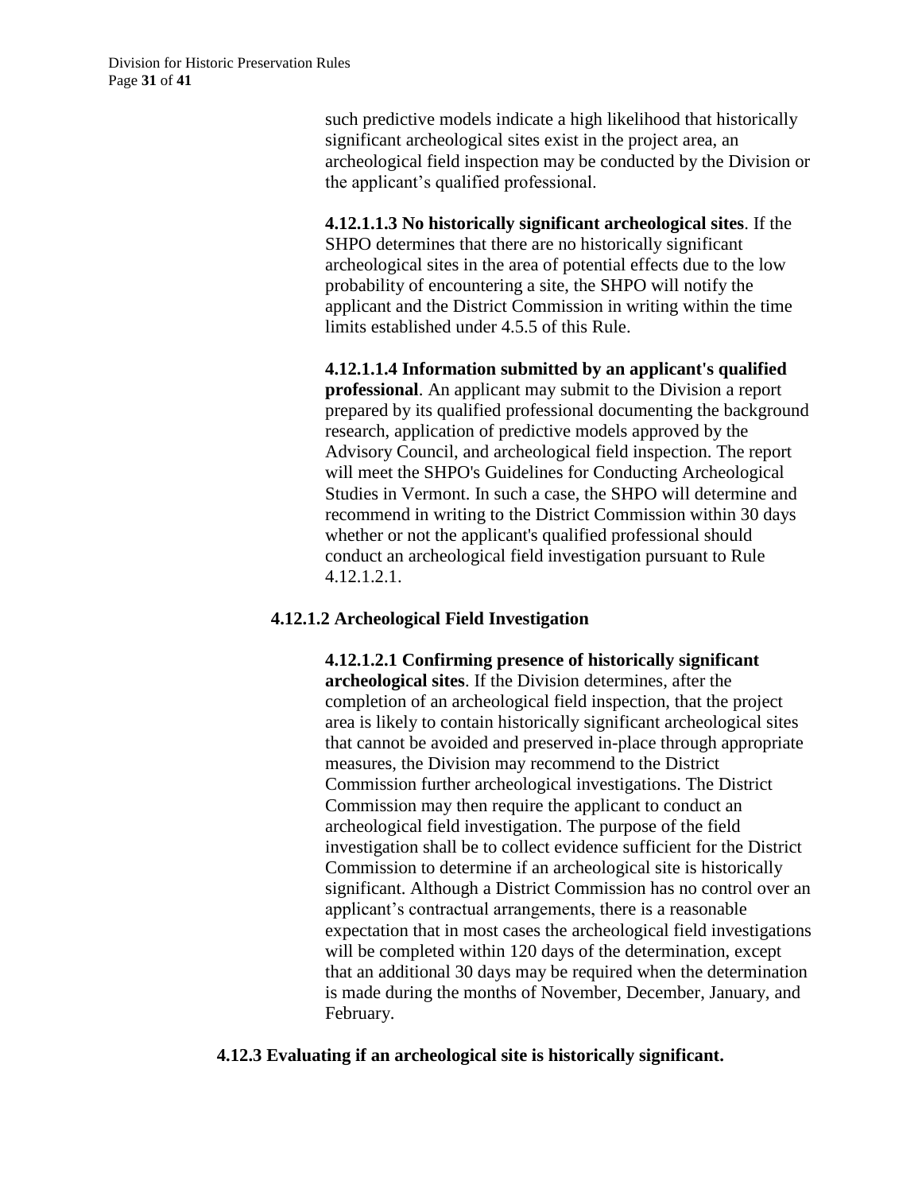such predictive models indicate a high likelihood that historically significant archeological sites exist in the project area, an archeological field inspection may be conducted by the Division or the applicant's qualified professional.

**4.12.1.1.3 No historically significant archeological sites**. If the SHPO determines that there are no historically significant archeological sites in the area of potential effects due to the low probability of encountering a site, the SHPO will notify the applicant and the District Commission in writing within the time limits established under 4.5.5 of this Rule.

**4.12.1.1.4 Information submitted by an applicant's qualified professional**. An applicant may submit to the Division a report prepared by its qualified professional documenting the background research, application of predictive models approved by the Advisory Council, and archeological field inspection. The report will meet the SHPO's Guidelines for Conducting Archeological Studies in Vermont. In such a case, the SHPO will determine and recommend in writing to the District Commission within 30 days whether or not the applicant's qualified professional should conduct an archeological field investigation pursuant to Rule 4.12.1.2.1.

**4.12.1.2 Archeological Field Investigation**

**4.12.1.2.1 Confirming presence of historically significant archeological sites**. If the Division determines, after the completion of an archeological field inspection, that the project area is likely to contain historically significant archeological sites that cannot be avoided and preserved in-place through appropriate measures, the Division may recommend to the District Commission further archeological investigations. The District Commission may then require the applicant to conduct an archeological field investigation. The purpose of the field investigation shall be to collect evidence sufficient for the District Commission to determine if an archeological site is historically significant. Although a District Commission has no control over an applicant's contractual arrangements, there is a reasonable expectation that in most cases the archeological field investigations will be completed within 120 days of the determination, except that an additional 30 days may be required when the determination is made during the months of November, December, January, and February.

**4.12.3 Evaluating if an archeological site is historically significant.**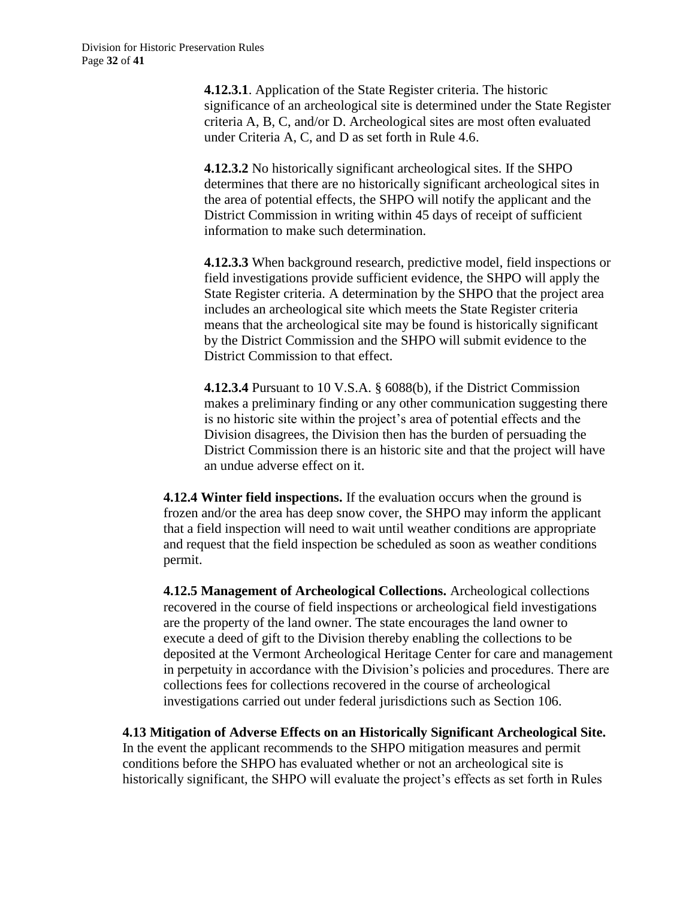**4.12.3.1**. Application of the State Register criteria. The historic significance of an archeological site is determined under the State Register criteria A, B, C, and/or D. Archeological sites are most often evaluated under Criteria A, C, and D as set forth in Rule 4.6.

**4.12.3.2** No historically significant archeological sites. If the SHPO determines that there are no historically significant archeological sites in the area of potential effects, the SHPO will notify the applicant and the District Commission in writing within 45 days of receipt of sufficient information to make such determination.

**4.12.3.3** When background research, predictive model, field inspections or field investigations provide sufficient evidence, the SHPO will apply the State Register criteria. A determination by the SHPO that the project area includes an archeological site which meets the State Register criteria means that the archeological site may be found is historically significant by the District Commission and the SHPO will submit evidence to the District Commission to that effect.

**4.12.3.4** Pursuant to 10 V.S.A. § 6088(b), if the District Commission makes a preliminary finding or any other communication suggesting there is no historic site within the project's area of potential effects and the Division disagrees, the Division then has the burden of persuading the District Commission there is an historic site and that the project will have an undue adverse effect on it.

**4.12.4 Winter field inspections.** If the evaluation occurs when the ground is frozen and/or the area has deep snow cover, the SHPO may inform the applicant that a field inspection will need to wait until weather conditions are appropriate and request that the field inspection be scheduled as soon as weather conditions permit.

**4.12.5 Management of Archeological Collections.** Archeological collections recovered in the course of field inspections or archeological field investigations are the property of the land owner. The state encourages the land owner to execute a deed of gift to the Division thereby enabling the collections to be deposited at the Vermont Archeological Heritage Center for care and management in perpetuity in accordance with the Division's policies and procedures. There are collections fees for collections recovered in the course of archeological investigations carried out under federal jurisdictions such as Section 106.

**4.13 Mitigation of Adverse Effects on an Historically Significant Archeological Site.** In the event the applicant recommends to the SHPO mitigation measures and permit conditions before the SHPO has evaluated whether or not an archeological site is historically significant, the SHPO will evaluate the project's effects as set forth in Rules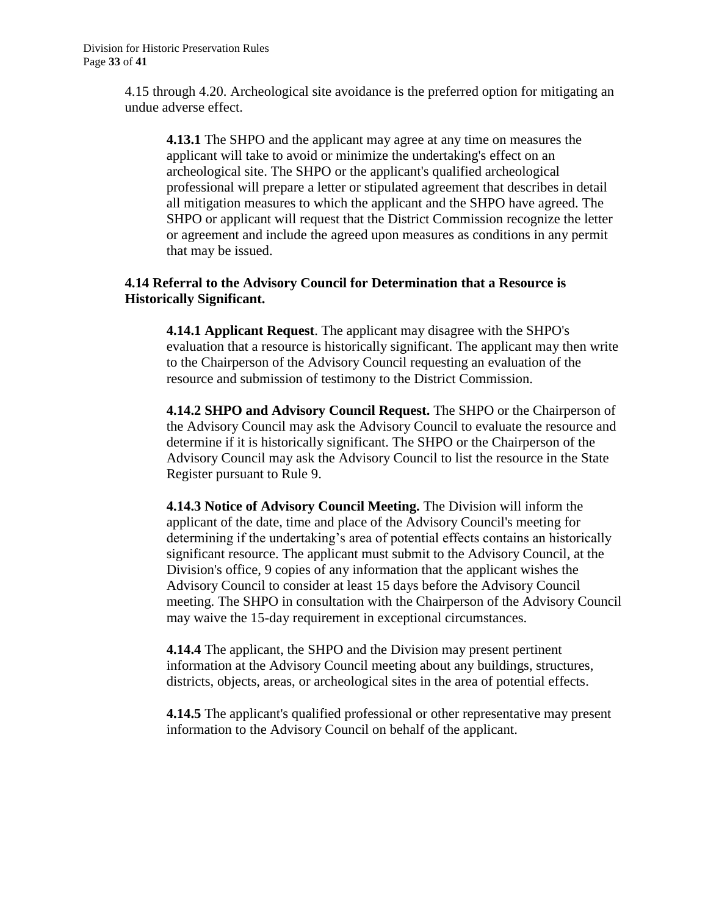4.15 through 4.20. Archeological site avoidance is the preferred option for mitigating an undue adverse effect.

**4.13.1** The SHPO and the applicant may agree at any time on measures the applicant will take to avoid or minimize the undertaking's effect on an archeological site. The SHPO or the applicant's qualified archeological professional will prepare a letter or stipulated agreement that describes in detail all mitigation measures to which the applicant and the SHPO have agreed. The SHPO or applicant will request that the District Commission recognize the letter or agreement and include the agreed upon measures as conditions in any permit that may be issued.

**4.14 Referral to the Advisory Council for Determination that a Resource is Historically Significant.**

**4.14.1 Applicant Request**. The applicant may disagree with the SHPO's evaluation that a resource is historically significant. The applicant may then write to the Chairperson of the Advisory Council requesting an evaluation of the resource and submission of testimony to the District Commission.

**4.14.2 SHPO and Advisory Council Request.** The SHPO or the Chairperson of the Advisory Council may ask the Advisory Council to evaluate the resource and determine if it is historically significant. The SHPO or the Chairperson of the Advisory Council may ask the Advisory Council to list the resource in the State Register pursuant to Rule 9.

**4.14.3 Notice of Advisory Council Meeting.** The Division will inform the applicant of the date, time and place of the Advisory Council's meeting for determining if the undertaking's area of potential effects contains an historically significant resource. The applicant must submit to the Advisory Council, at the Division's office, 9 copies of any information that the applicant wishes the Advisory Council to consider at least 15 days before the Advisory Council meeting. The SHPO in consultation with the Chairperson of the Advisory Council may waive the 15-day requirement in exceptional circumstances.

**4.14.4** The applicant, the SHPO and the Division may present pertinent information at the Advisory Council meeting about any buildings, structures, districts, objects, areas, or archeological sites in the area of potential effects.

**4.14.5** The applicant's qualified professional or other representative may present information to the Advisory Council on behalf of the applicant.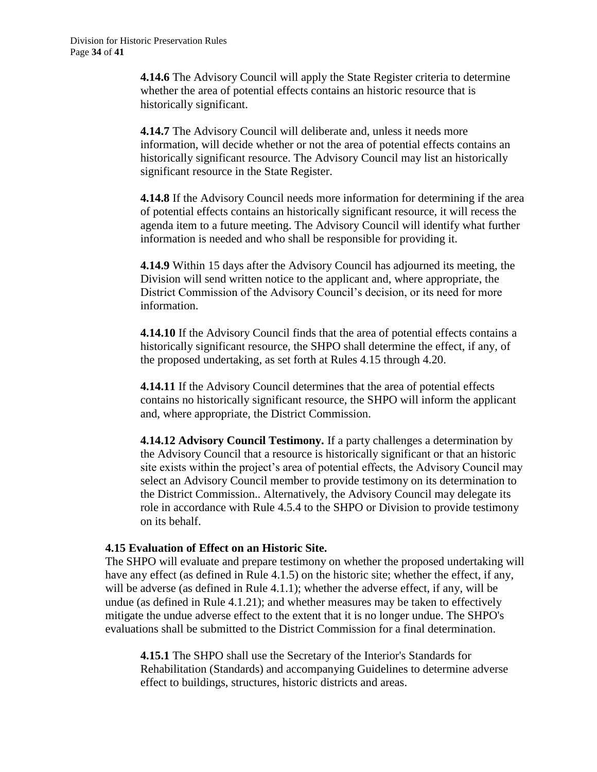**4.14.6** The Advisory Council will apply the State Register criteria to determine whether the area of potential effects contains an historic resource that is historically significant.

**4.14.7** The Advisory Council will deliberate and, unless it needs more information, will decide whether or not the area of potential effects contains an historically significant resource. The Advisory Council may list an historically significant resource in the State Register.

**4.14.8** If the Advisory Council needs more information for determining if the area of potential effects contains an historically significant resource, it will recess the agenda item to a future meeting. The Advisory Council will identify what further information is needed and who shall be responsible for providing it.

**4.14.9** Within 15 days after the Advisory Council has adjourned its meeting, the Division will send written notice to the applicant and, where appropriate, the District Commission of the Advisory Council's decision, or its need for more information.

**4.14.10** If the Advisory Council finds that the area of potential effects contains a historically significant resource, the SHPO shall determine the effect, if any, of the proposed undertaking, as set forth at Rules 4.15 through 4.20.

**4.14.11** If the Advisory Council determines that the area of potential effects contains no historically significant resource, the SHPO will inform the applicant and, where appropriate, the District Commission.

**4.14.12 Advisory Council Testimony.** If a party challenges a determination by the Advisory Council that a resource is historically significant or that an historic site exists within the project's area of potential effects, the Advisory Council may select an Advisory Council member to provide testimony on its determination to the District Commission.. Alternatively, the Advisory Council may delegate its role in accordance with Rule 4.5.4 to the SHPO or Division to provide testimony on its behalf.

**4.15 Evaluation of Effect on an Historic Site.**

The SHPO will evaluate and prepare testimony on whether the proposed undertaking will have any effect (as defined in Rule 4.1.5) on the historic site; whether the effect, if any, will be adverse (as defined in Rule 4.1.1); whether the adverse effect, if any, will be undue (as defined in Rule 4.1.21); and whether measures may be taken to effectively mitigate the undue adverse effect to the extent that it is no longer undue. The SHPO's evaluations shall be submitted to the District Commission for a final determination.

**4.15.1** The SHPO shall use the Secretary of the Interior's Standards for Rehabilitation (Standards) and accompanying Guidelines to determine adverse effect to buildings, structures, historic districts and areas.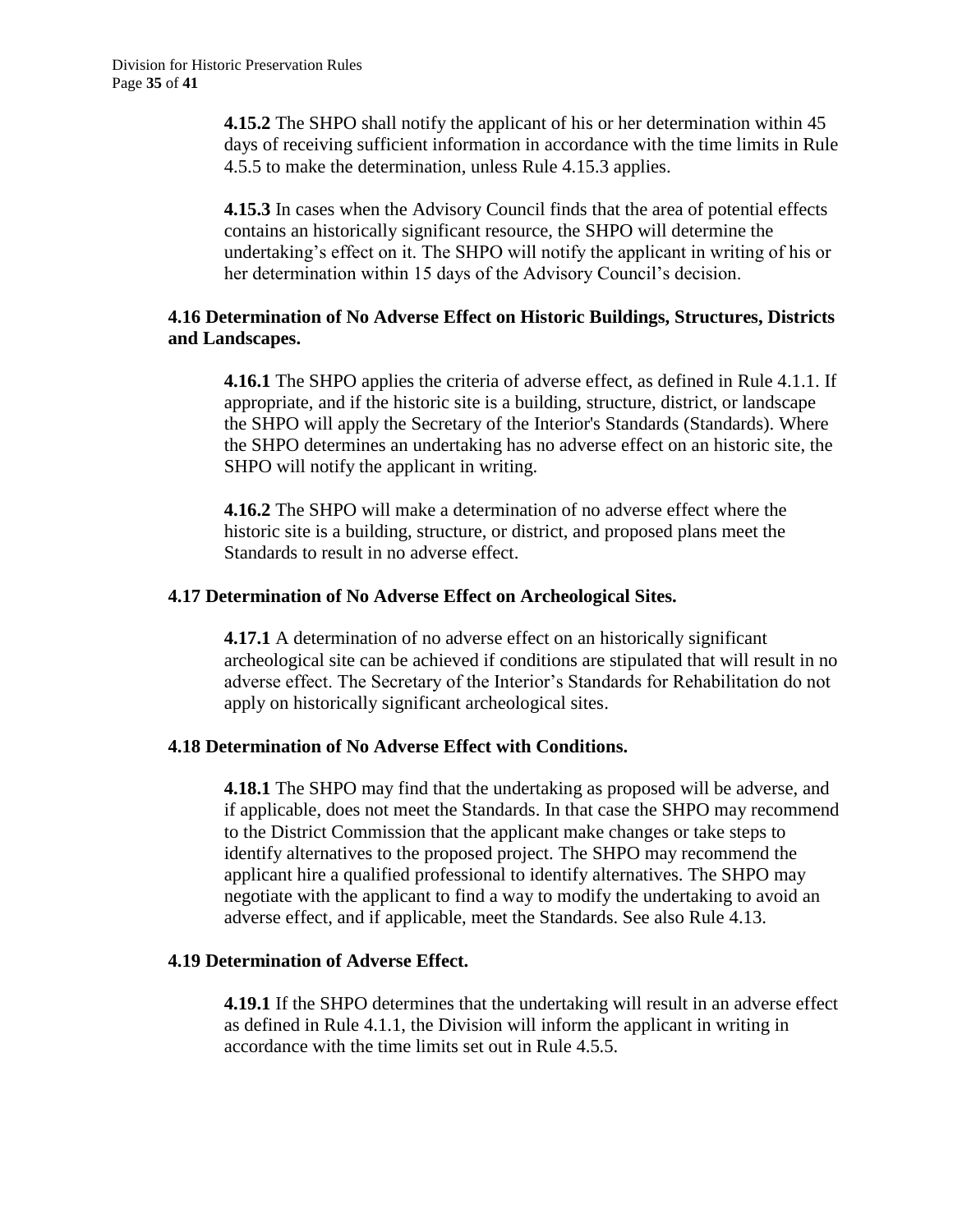**4.15.2** The SHPO shall notify the applicant of his or her determination within 45 days of receiving sufficient information in accordance with the time limits in Rule 4.5.5 to make the determination, unless Rule 4.15.3 applies.

**4.15.3** In cases when the Advisory Council finds that the area of potential effects contains an historically significant resource, the SHPO will determine the undertaking's effect on it. The SHPO will notify the applicant in writing of his or her determination within 15 days of the Advisory Council's decision.

### 4.16 Determination of No Adverse Effect on Historic Buildings, Structures, Districts and Landscapes.

**4.16.1** The SHPO applies the criteria of adverse effect, as defined in Rule 4.1.1. If appropriate, and if the historic site is a building, structure, district, or landscape the SHPO will apply the Secretary of the Interior's Standards (Standards). Where the SHPO determines an undertaking has no adverse effect on an historic site, the SHPO will notify the applicant in writing.

**4.16.2** The SHPO will make a determination of no adverse effect where the historic site is a building, structure, or district, and proposed plans meet the Standards to result in no adverse effect.

### 4.17 Determination of No Adverse Effect on Archeological Sites.

**4.17.1** A determination of no adverse effect on an historically significant archeological site can be achieved if conditions are stipulated that will result in no adverse effect. The Secretary of the Interior's Standards for Rehabilitation do not apply on historically significant archeological sites.

### 4.18 Determination of No Adverse Effect with Conditions.

**4.18.1** The SHPO may find that the undertaking as proposed will be adverse, and if applicable, does not meet the Standards. In that case the SHPO may recommend to the District Commission that the applicant make changes or take steps to identify alternatives to the proposed project. The SHPO may recommend the applicant hire a qualified professional to identify alternatives. The SHPO may negotiate with the applicant to find a way to modify the undertaking to avoid an adverse effect, and if applicable, meet the Standards. See also Rule 4.13.

### 4.19 Determination of Adverse Effect.

**4.19.1** If the SHPO determines that the undertaking will result in an adverse effect as defined in Rule 4.1.1, the Division will inform the applicant in writing in accordance with the time limits set out in Rule 4.5.5.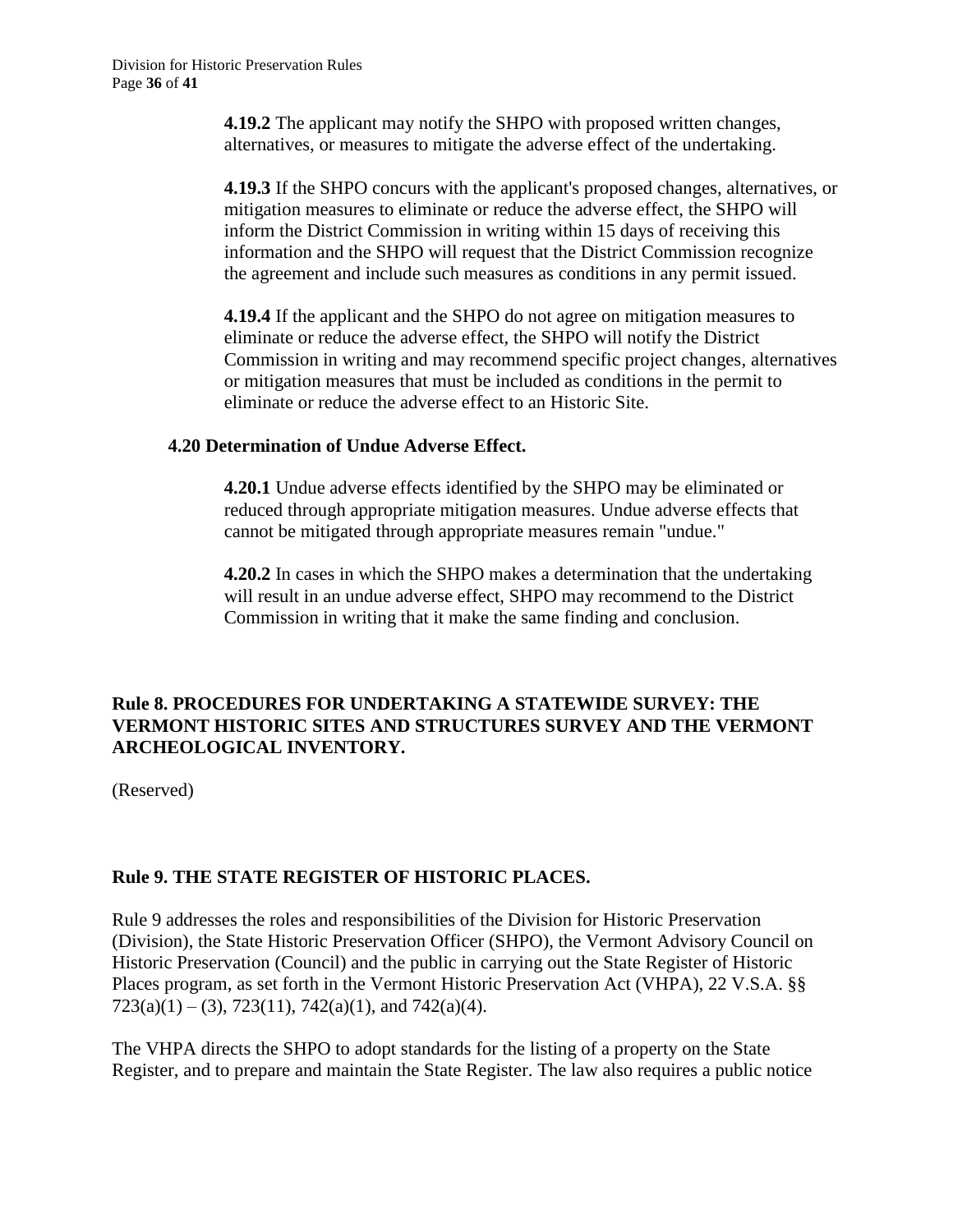**4.19.2** The applicant may notify the SHPO with proposed written changes, alternatives, or measures to mitigate the adverse effect of the undertaking.

**4.19.3** If the SHPO concurs with the applicant's proposed changes, alternatives, or mitigation measures to eliminate or reduce the adverse effect, the SHPO will inform the District Commission in writing within 15 days of receiving this information and the SHPO will request that the District Commission recognize the agreement and include such measures as conditions in any permit issued.

**4.19.4** If the applicant and the SHPO do not agree on mitigation measures to eliminate or reduce the adverse effect, the SHPO will notify the District Commission in writing and may recommend specific project changes, alternatives or mitigation measures that must be included as conditions in the permit to eliminate or reduce the adverse effect to an Historic Site.

### 4.20 Determination of Undue Adverse Effect.

**4.20.1** Undue adverse effects identified by the SHPO may be eliminated or reduced through appropriate mitigation measures. Undue adverse effects that cannot be mitigated through appropriate measures remain "undue."

**4.20.2** In cases in which the SHPO makes a determination that the undertaking will result in an undue adverse effect, SHPO may recommend to the District Commission in writing that it make the same finding and conclusion.

## Rule 8. PROCEDURES FOR UNDERTAKING A STATEWIDE SURVEY: THE VERMONT HISTORIC SITES AND STRUCTURES SURVEY AND THE VERMONT ARCHEOLOGICAL INVENTORY.

(Reserved)

## Rule 9. THE STATE REGISTER OF HISTORIC PLACES.

Rule 9 addresses the roles and responsibilities of the Division for Historic Preservation (Division), the State Historic Preservation Officer (SHPO), the Vermont Advisory Council on Historic Preservation (Council) and the public in carrying out the State Register of Historic Places program, as set forth in the Vermont Historic Preservation Act (VHPA), 22 V.S.A. §§ 723(a)(1) – (3), 723(11), 742(a)(1), and 742(a)(4).

The VHPA directs the SHPO to adopt standards for the listing of a property on the State Register, and to prepare and maintain the State Register. The law also requires a public notice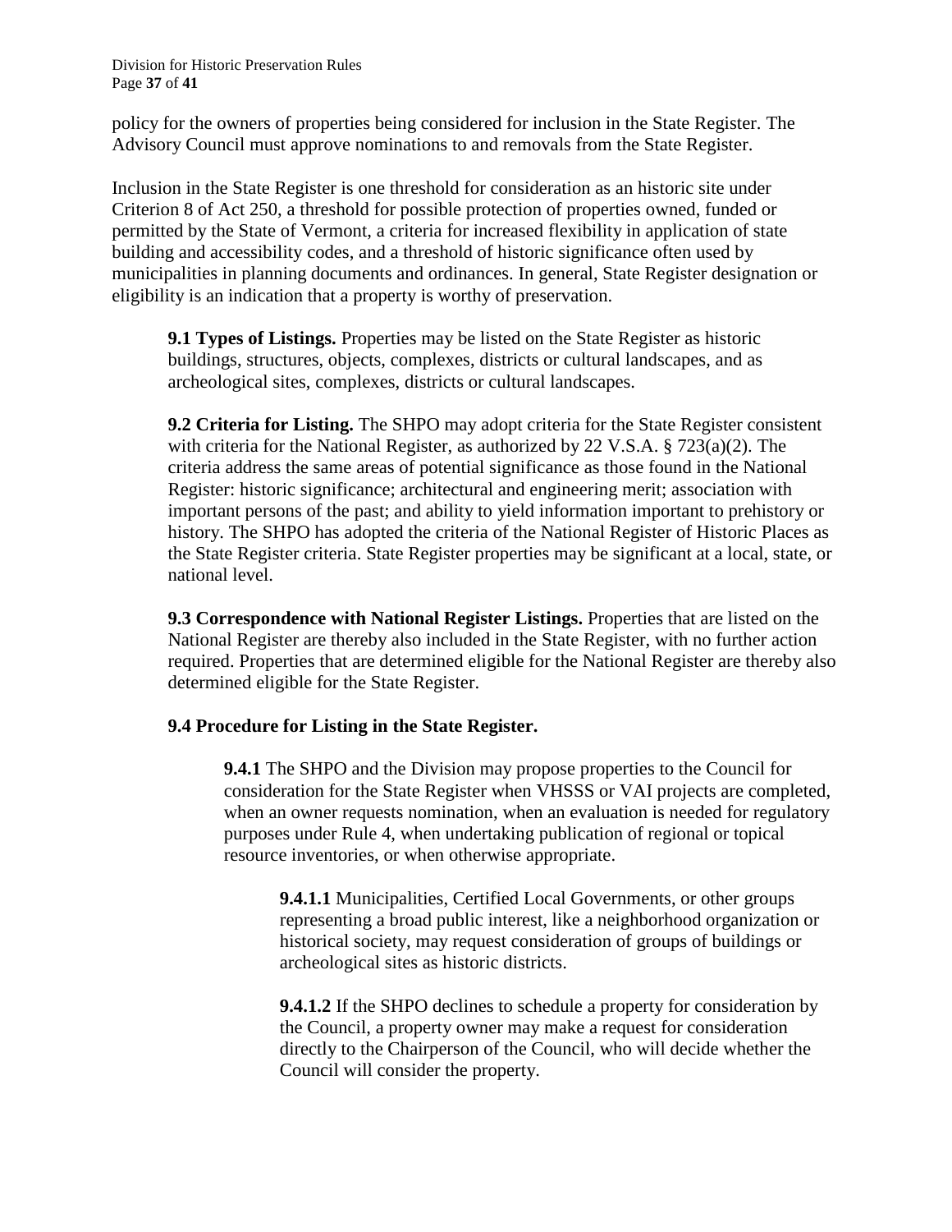policy for the owners of properties being considered for inclusion in the State Register. The Advisory Council must approve nominations to and removals from the State Register.

Inclusion in the State Register is one threshold for consideration as an historic site under Criterion 8 of Act 250, a threshold for possible protection of properties owned, funded or permitted by the State of Vermont, a criteria for increased flexibility in application of state building and accessibility codes, and a threshold of historic significance often used by municipalities in planning documents and ordinances. In general, State Register designation or eligibility is an indication that a property is worthy of preservation.

**9.1 Types of Listings.** Properties may be listed on the State Register as historic buildings, structures, objects, complexes, districts or cultural landscapes, and as archeological sites, complexes, districts or cultural landscapes.

**9.2 Criteria for Listing.** The SHPO may adopt criteria for the State Register consistent with criteria for the National Register, as authorized by 22 V.S.A. § 723(a)(2). The criteria address the same areas of potential significance as those found in the National Register: historic significance; architectural and engineering merit; association with important persons of the past; and ability to yield information important to prehistory or history. The SHPO has adopted the criteria of the National Register of Historic Places as the State Register criteria. State Register properties may be significant at a local, state, or national level.

**9.3 Correspondence with National Register Listings.** Properties that are listed on the National Register are thereby also included in the State Register, with no further action required. Properties that are determined eligible for the National Register are thereby also determined eligible for the State Register.

**9.4 Procedure for Listing in the State Register.**

**9.4.1** The SHPO and the Division may propose properties to the Council for consideration for the State Register when VHSSS or VAI projects are completed, when an owner requests nomination, when an evaluation is needed for regulatory purposes under Rule 4, when undertaking publication of regional or topical resource inventories, or when otherwise appropriate.

**9.4.1.1** Municipalities, Certified Local Governments, or other groups representing a broad public interest, like a neighborhood organization or historical society, may request consideration of groups of buildings or archeological sites as historic districts.

**9.4.1.2** If the SHPO declines to schedule a property for consideration by the Council, a property owner may make a request for consideration directly to the Chairperson of the Council, who will decide whether the Council will consider the property.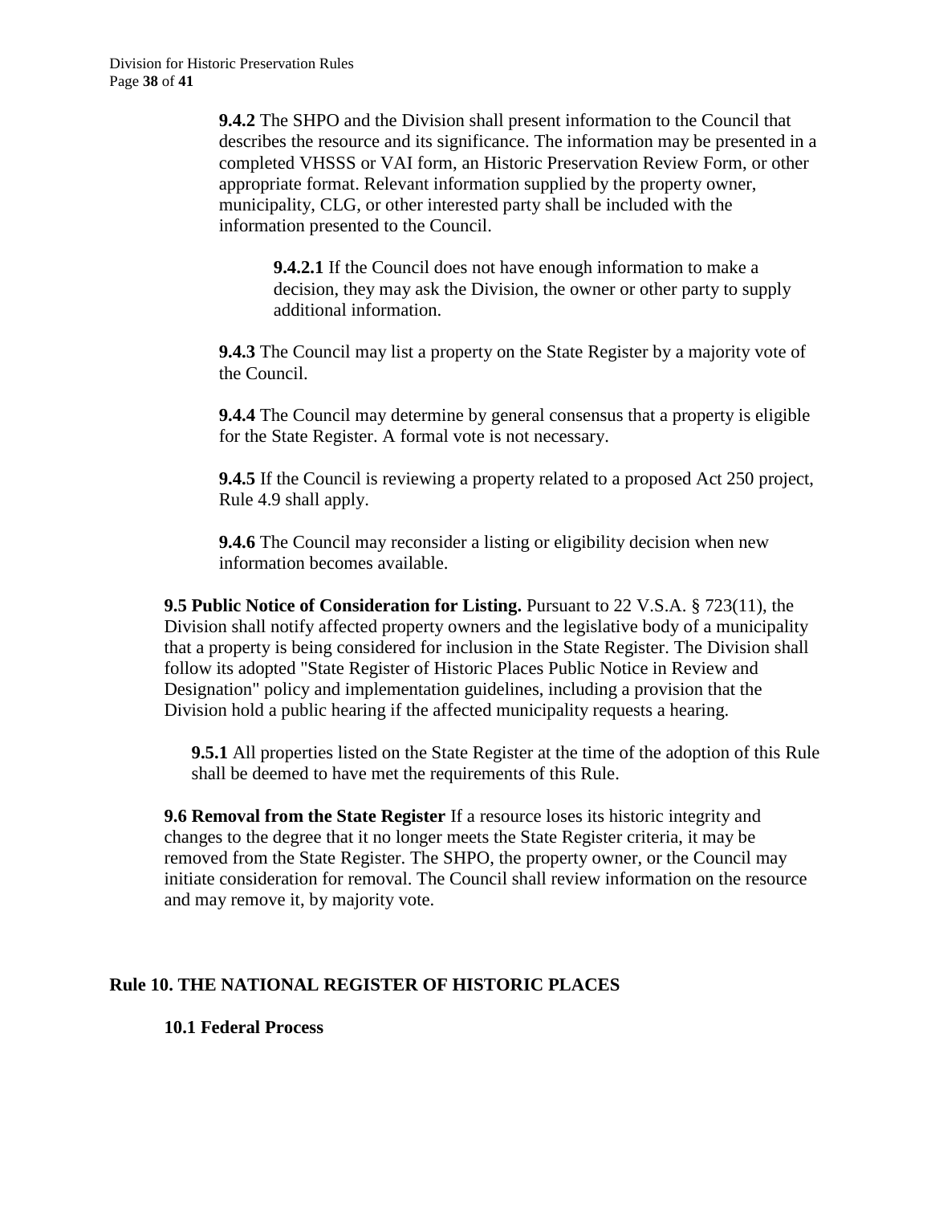**9.4.2** The SHPO and the Division shall present information to the Council that describes the resource and its significance. The information may be presented in a completed VHSSS or VAI form, an Historic Preservation Review Form, or other appropriate format. Relevant information supplied by the property owner, municipality, CLG, or other interested party shall be included with the information presented to the Council.

**9.4.2.1** If the Council does not have enough information to make a decision, they may ask the Division, the owner or other party to supply additional information.

**9.4.3** The Council may list a property on the State Register by a majority vote of the Council.

**9.4.4** The Council may determine by general consensus that a property is eligible for the State Register. A formal vote is not necessary.

**9.4.5** If the Council is reviewing a property related to a proposed Act 250 project, Rule 4.9 shall apply.

**9.4.6** The Council may reconsider a listing or eligibility decision when new information becomes available.

**9.5 Public Notice of Consideration for Listing.** Pursuant to 22 V.S.A. § 723(11), the Division shall notify affected property owners and the legislative body of a municipality that a property is being considered for inclusion in the State Register. The Division shall follow its adopted "State Register of Historic Places Public Notice in Review and Designation" policy and implementation guidelines, including a provision that the Division hold a public hearing if the affected municipality requests a hearing.

**9.5.1** All properties listed on the State Register at the time of the adoption of this Rule shall be deemed to have met the requirements of this Rule.

**9.6 Removal from the State Register** If a resource loses its historic integrity and changes to the degree that it no longer meets the State Register criteria, it may be removed from the State Register. The SHPO, the property owner, or the Council may initiate consideration for removal. The Council shall review information on the resource and may remove it, by majority vote.

## Rule 10. THE NATIONAL REGISTER OF HISTORIC PLACES

### 10.1 Federal Process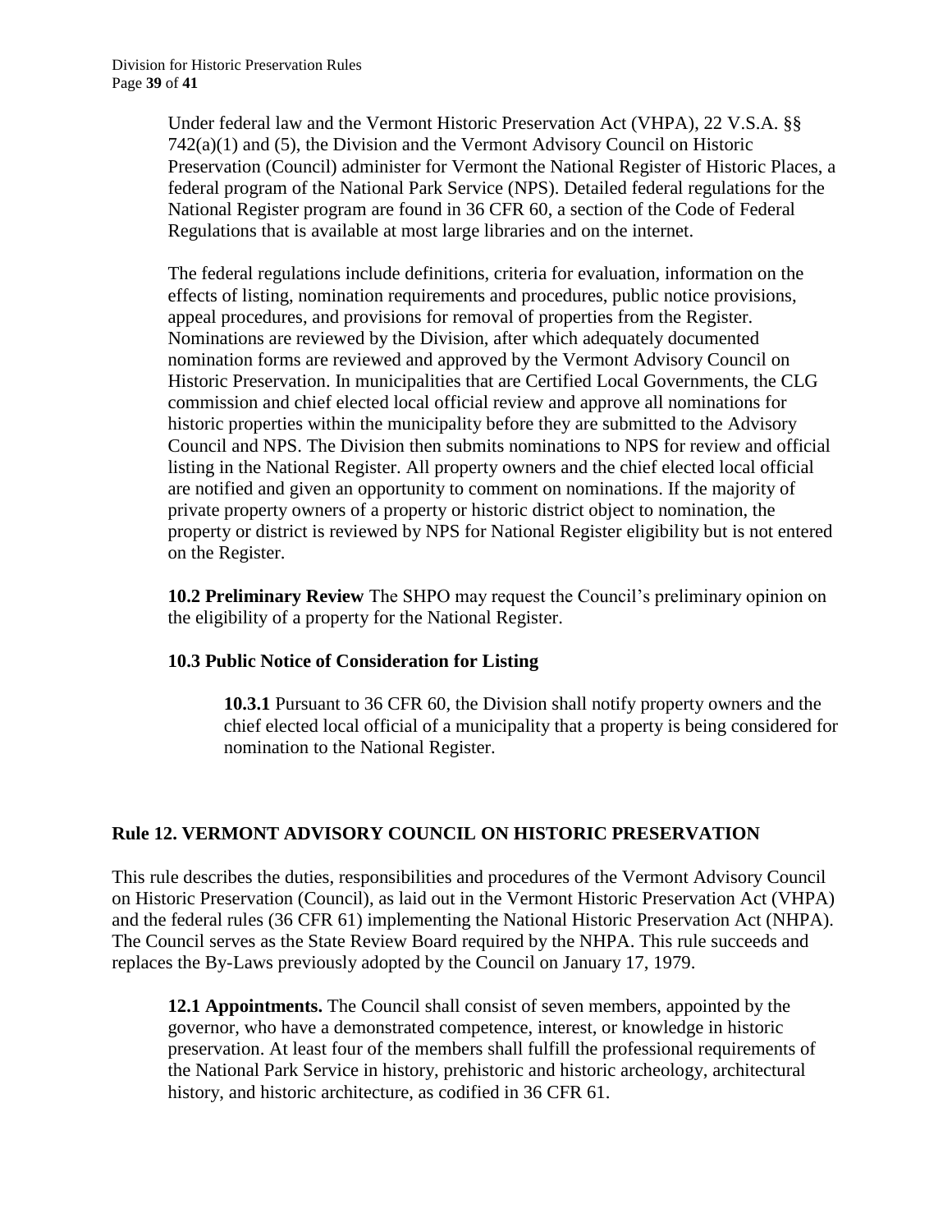Under federal law and the Vermont Historic Preservation Act (VHPA), 22 V.S.A. §§ 742(a)(1) and (5), the Division and the Vermont Advisory Council on Historic Preservation (Council) administer for Vermont the National Register of Historic Places, a federal program of the National Park Service (NPS). Detailed federal regulations for the National Register program are found in 36 CFR 60, a section of the Code of Federal Regulations that is available at most large libraries and on the internet.

The federal regulations include definitions, criteria for evaluation, information on the effects of listing, nomination requirements and procedures, public notice provisions, appeal procedures, and provisions for removal of properties from the Register. Nominations are reviewed by the Division, after which adequately documented nomination forms are reviewed and approved by the Vermont Advisory Council on Historic Preservation. In municipalities that are Certified Local Governments, the CLG commission and chief elected local official review and approve all nominations for historic properties within the municipality before they are submitted to the Advisory Council and NPS. The Division then submits nominations to NPS for review and official listing in the National Register. All property owners and the chief elected local official are notified and given an opportunity to comment on nominations. If the majority of private property owners of a property or historic district object to nomination, the property or district is reviewed by NPS for National Register eligibility but is not entered on the Register.

**10.2 Preliminary Review** The SHPO may request the Council's preliminary opinion on the eligibility of a property for the National Register.

**10.3 Public Notice of Consideration for Listing**

**10.3.1** Pursuant to 36 CFR 60, the Division shall notify property owners and the chief elected local official of a municipality that a property is being considered for nomination to the National Register.

## Rule 12. VERMONT ADVISORY COUNCIL ON HISTORIC PRESERVATION

This rule describes the duties, responsibilities and procedures of the Vermont Advisory Council on Historic Preservation (Council), as laid out in the Vermont Historic Preservation Act (VHPA) and the federal rules (36 CFR 61) implementing the National Historic Preservation Act (NHPA). The Council serves as the State Review Board required by the NHPA. This rule succeeds and replaces the By-Laws previously adopted by the Council on January 17, 1979.

**12.1 Appointments.** The Council shall consist of seven members, appointed by the governor, who have a demonstrated competence, interest, or knowledge in historic preservation. At least four of the members shall fulfill the professional requirements of the National Park Service in history, prehistoric and historic archeology, architectural history, and historic architecture, as codified in 36 CFR 61.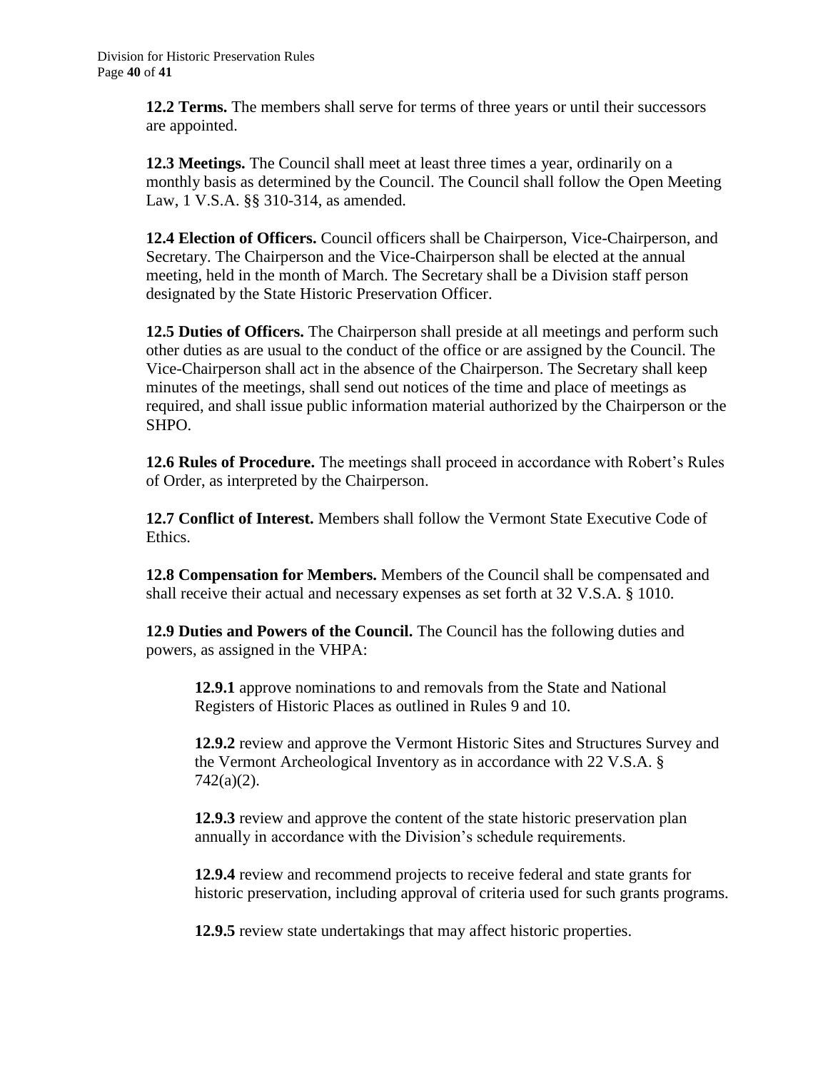**12.2 Terms.** The members shall serve for terms of three years or until their successors are appointed.

**12.3 Meetings.** The Council shall meet at least three times a year, ordinarily on a monthly basis as determined by the Council. The Council shall follow the Open Meeting Law, 1 V.S.A. §§ 310-314, as amended.

**12.4 Election of Officers.** Council officers shall be Chairperson, Vice-Chairperson, and Secretary. The Chairperson and the Vice-Chairperson shall be elected at the annual meeting, held in the month of March. The Secretary shall be a Division staff person designated by the State Historic Preservation Officer.

**12.5 Duties of Officers.** The Chairperson shall preside at all meetings and perform such other duties as are usual to the conduct of the office or are assigned by the Council. The Vice-Chairperson shall act in the absence of the Chairperson. The Secretary shall keep minutes of the meetings, shall send out notices of the time and place of meetings as required, and shall issue public information material authorized by the Chairperson or the SHPO.

**12.6 Rules of Procedure.** The meetings shall proceed in accordance with Robert's Rules of Order, as interpreted by the Chairperson.

**12.7 Conflict of Interest.** Members shall follow the Vermont State Executive Code of Ethics.

**12.8 Compensation for Members.** Members of the Council shall be compensated and shall receive their actual and necessary expenses as set forth at 32 V.S.A. § 1010.

**12.9 Duties and Powers of the Council.** The Council has the following duties and powers, as assigned in the VHPA:

> **12.9.1** approve nominations to and removals from the State and National Registers of Historic Places as outlined in Rules 9 and 10.
>
> **12.9.2** review and approve the Vermont Historic Sites and Structures Survey and the Vermont Archeological Inventory as in accordance with 22 V.S.A. § 742(a)(2).
>
> **12.9.3** review and approve the content of the state historic preservation plan annually in accordance with the Division's schedule requirements.
>
> **12.9.4** review and recommend projects to receive federal and state grants for historic preservation, including approval of criteria used for such grants programs.
>
> **12.9.5** review state undertakings that may affect historic properties.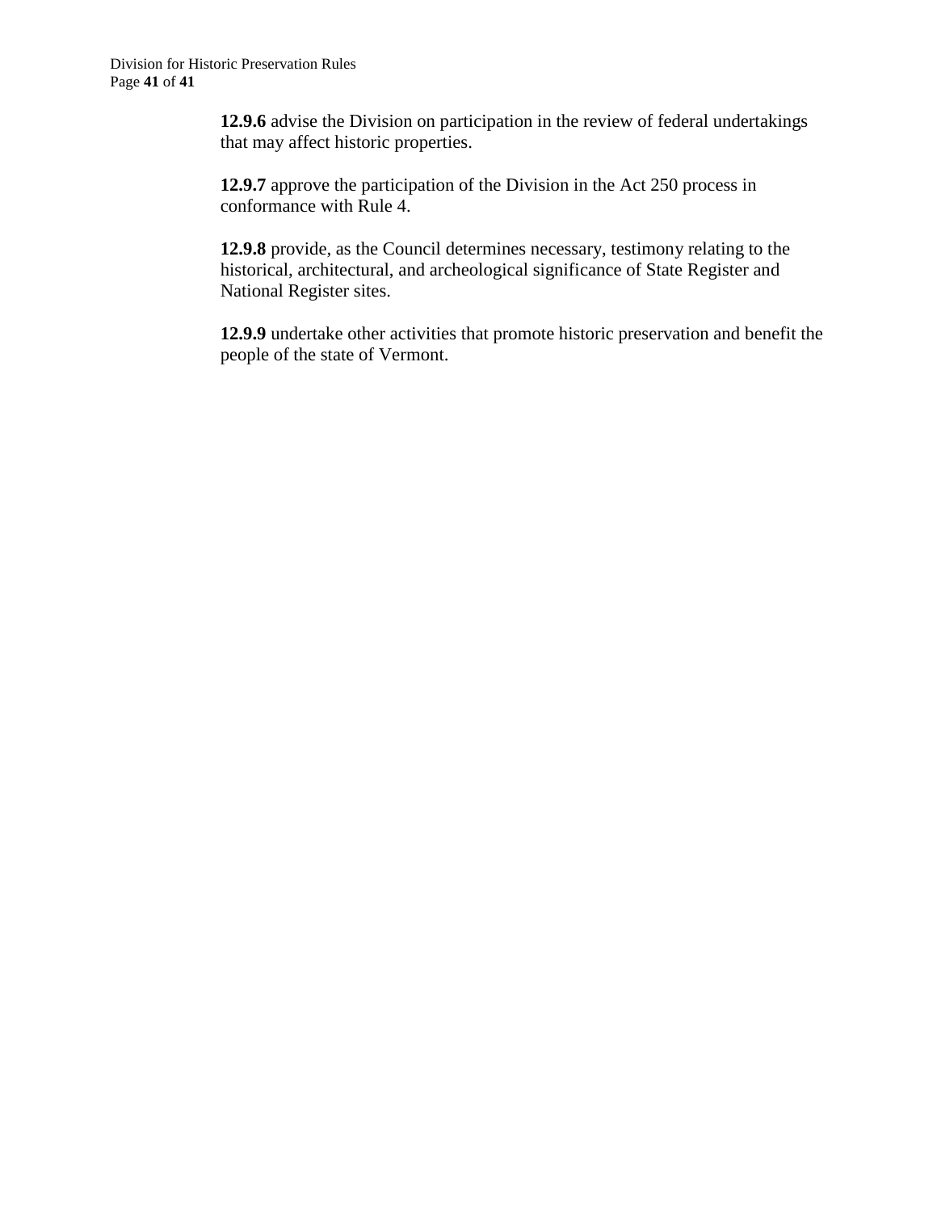**12.9.6** advise the Division on participation in the review of federal undertakings that may affect historic properties.

**12.9.7** approve the participation of the Division in the Act 250 process in conformance with Rule 4.

**12.9.8** provide, as the Council determines necessary, testimony relating to the historical, architectural, and archeological significance of State Register and National Register sites.

**12.9.9** undertake other activities that promote historic preservation and benefit the people of the state of Vermont.